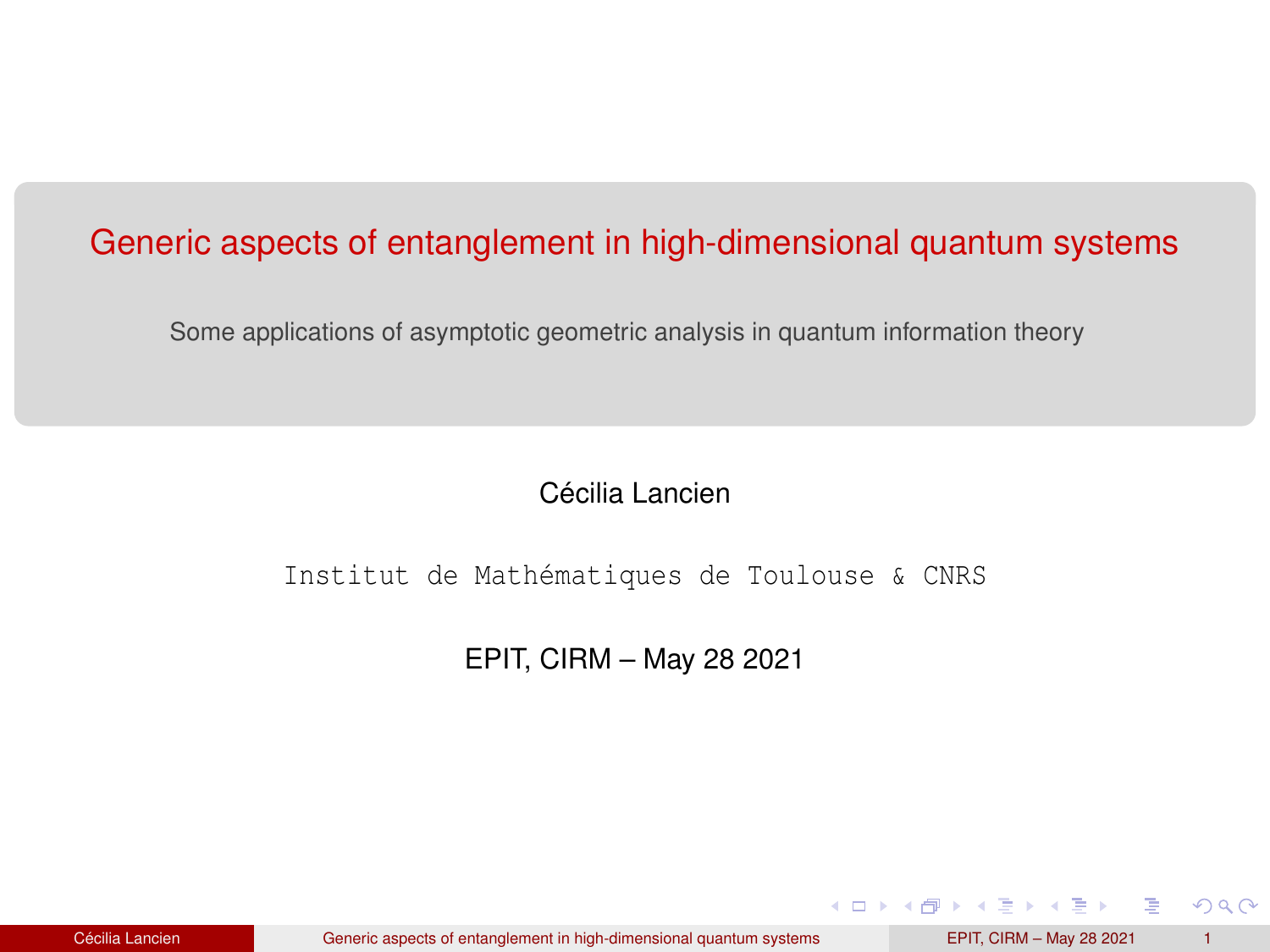# Generic aspects of entanglement in high-dimensional quantum systems

Some applications of asymptotic geometric analysis in quantum information theory

Cécilia Lancien

Institut de Mathématiques de Toulouse & CNRS

EPIT, CIRM – May 28 2021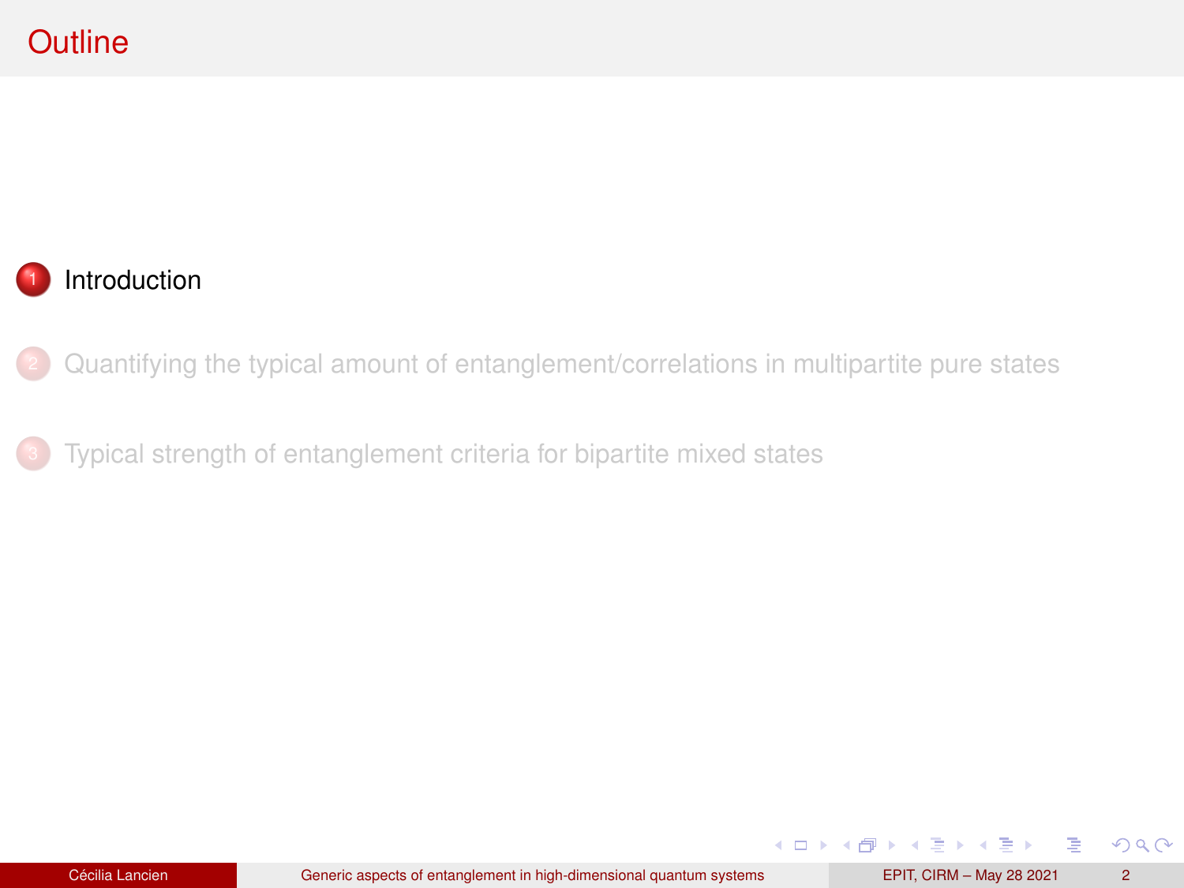# Outline

1. Introduction
2. Quantifying the typical amount of entanglement/correlations in multipartite pure states
3. Typical strength of entanglement criteria for bipartite mixed states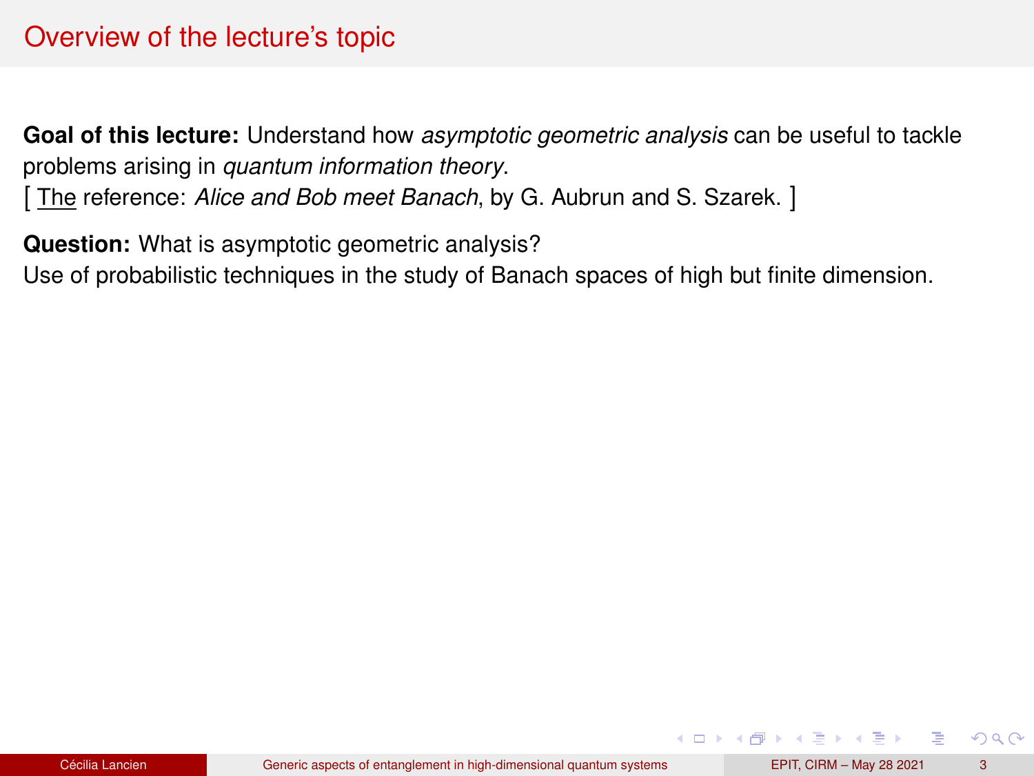## Overview of the lecture's topic

**Goal of this lecture:** Understand how *asymptotic geometric analysis* can be useful to tackle problems arising in *quantum information theory*.

[ <u>The</u> reference: *Alice and Bob meet Banach*, by G. Aubrun and S. Szarek. ]

**Question:** What is asymptotic geometric analysis?

Use of probabilistic techniques in the study of Banach spaces of high but finite dimension.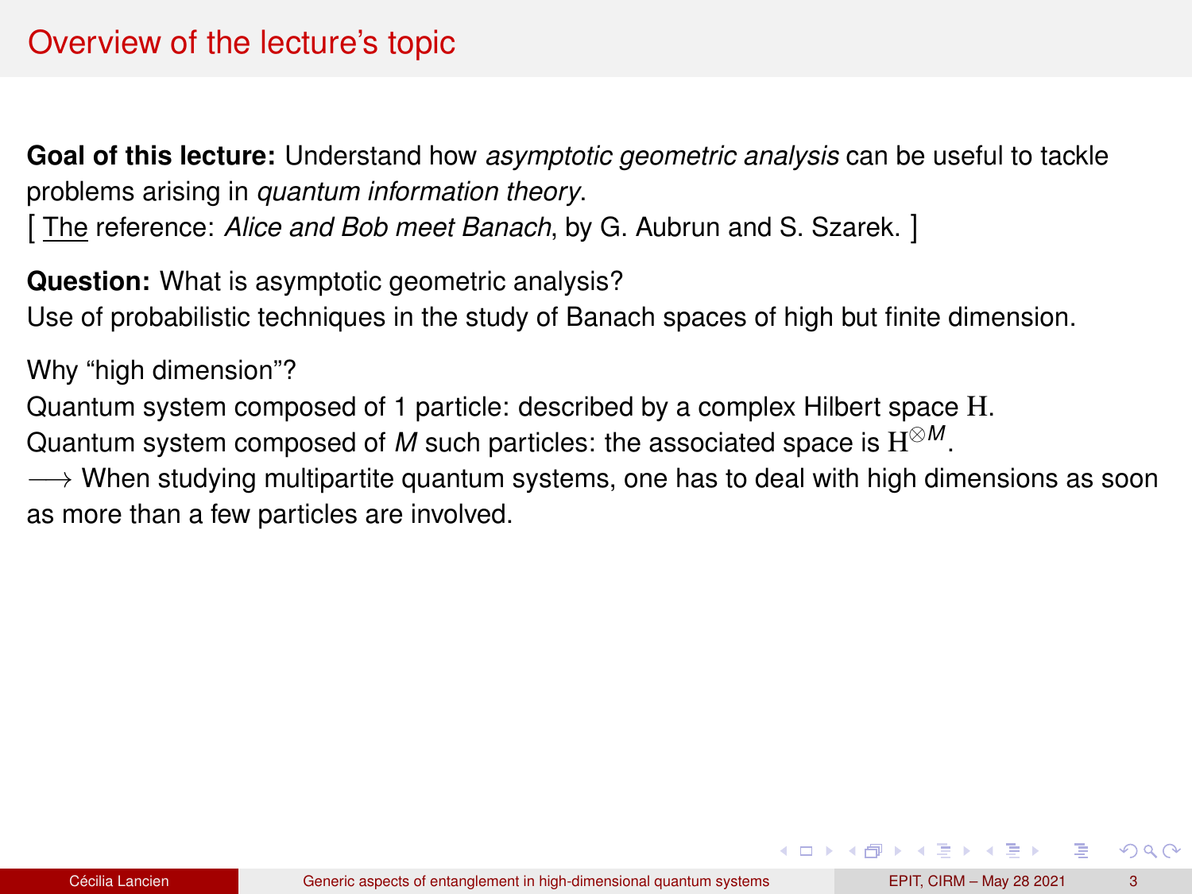# Overview of the lecture's topic

**Goal of this lecture:** Understand how *asymptotic geometric analysis* can be useful to tackle problems arising in *quantum information theory*.
[ The reference: *Alice and Bob meet Banach*, by G. Aubrun and S. Szarek. ]

**Question:** What is asymptotic geometric analysis?
Use of probabilistic techniques in the study of Banach spaces of high but finite dimension.

Why "high dimension"?
Quantum system composed of 1 particle: described by a complex Hilbert space $\mathrm{H}$.
Quantum system composed of $M$ such particles: the associated space is $\mathrm{H}^{\otimes M}$.
$\longrightarrow$ When studying multipartite quantum systems, one has to deal with high dimensions as soon as more than a few particles are involved.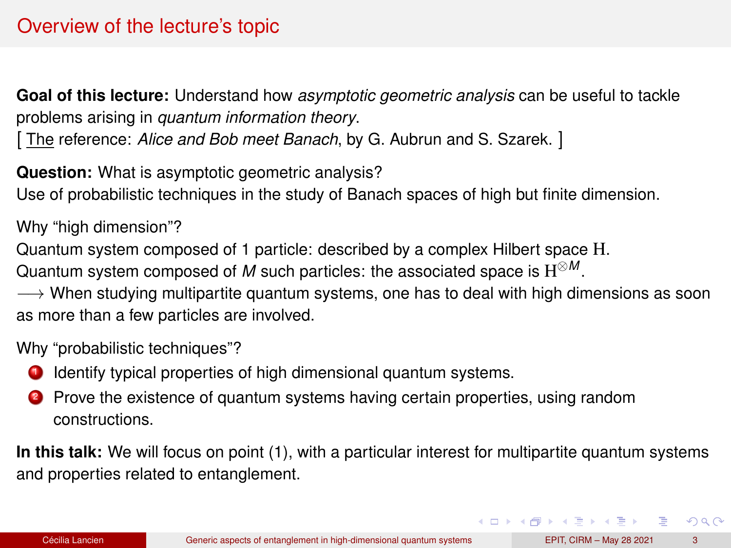# Overview of the lecture's topic

**Goal of this lecture:** Understand how *asymptotic geometric analysis* can be useful to tackle problems arising in *quantum information theory*.
[ The reference: *Alice and Bob meet Banach*, by G. Aubrun and S. Szarek. ]

**Question:** What is asymptotic geometric analysis?
Use of probabilistic techniques in the study of Banach spaces of high but finite dimension.

Why "high dimension"?
Quantum system composed of 1 particle: described by a complex Hilbert space $\mathrm{H}$.
Quantum system composed of $M$ such particles: the associated space is $\mathrm{H}^{\otimes M}$.
$\longrightarrow$ When studying multipartite quantum systems, one has to deal with high dimensions as soon as more than a few particles are involved.

Why "probabilistic techniques"?

1. Identify typical properties of high dimensional quantum systems.
2. Prove the existence of quantum systems having certain properties, using random constructions.

**In this talk:** We will focus on point (1), with a particular interest for multipartite quantum systems and properties related to entanglement.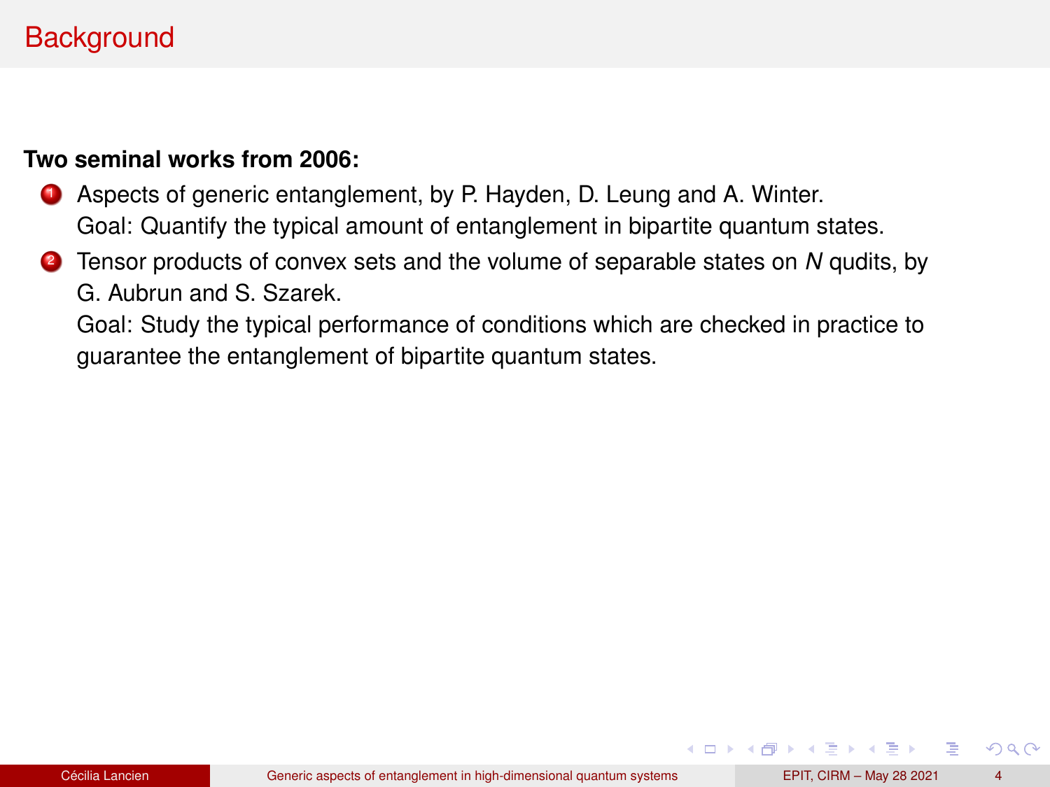# Background

**Two seminal works from 2006:**

1. Aspects of generic entanglement, by P. Hayden, D. Leung and A. Winter.
   Goal: Quantify the typical amount of entanglement in bipartite quantum states.
2. Tensor products of convex sets and the volume of separable states on *N* qudits, by G. Aubrun and S. Szarek.
   Goal: Study the typical performance of conditions which are checked in practice to guarantee the entanglement of bipartite quantum states.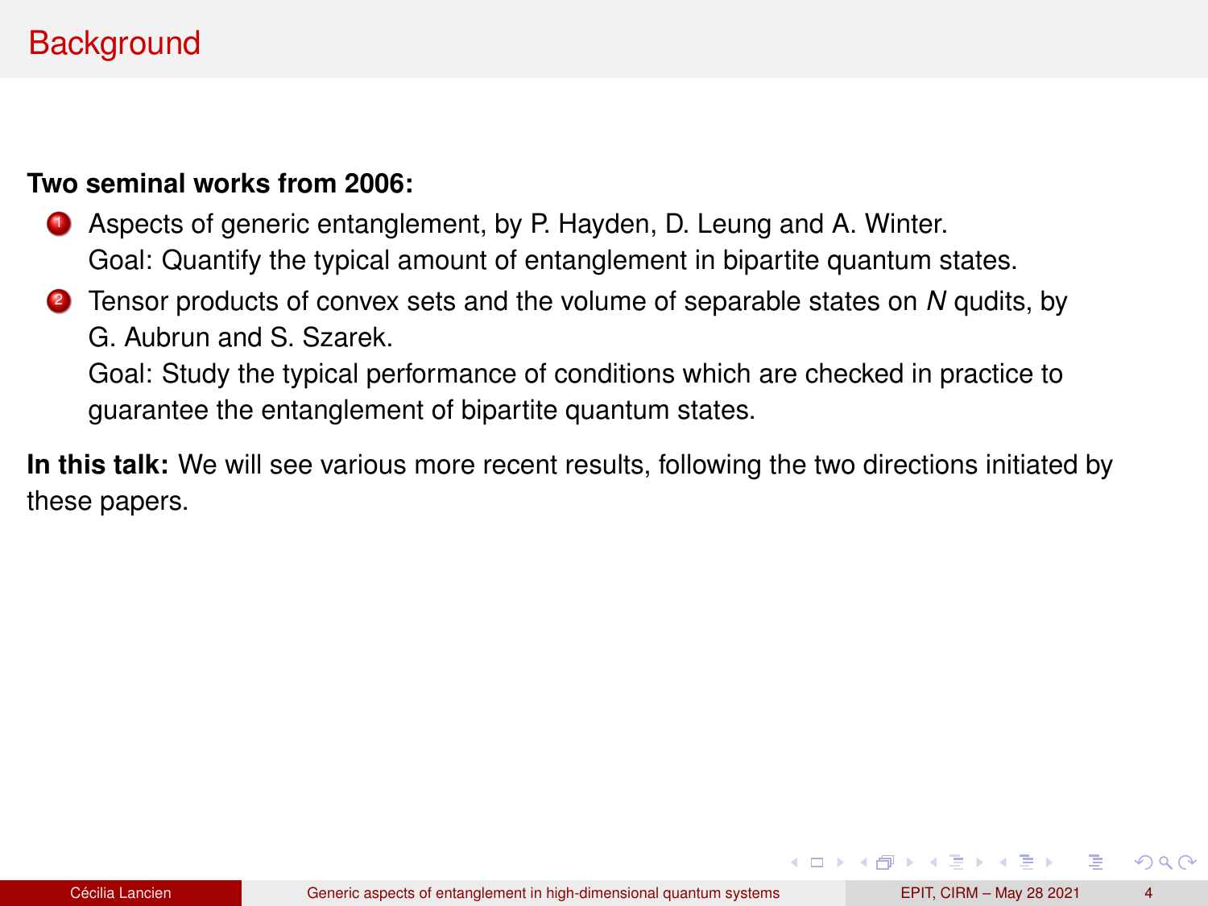# Background

**Two seminal works from 2006:**

1. Aspects of generic entanglement, by P. Hayden, D. Leung and A. Winter.
   Goal: Quantify the typical amount of entanglement in bipartite quantum states.
2. Tensor products of convex sets and the volume of separable states on $N$ qudits, by G. Aubrun and S. Szarek.
   Goal: Study the typical performance of conditions which are checked in practice to guarantee the entanglement of bipartite quantum states.

**In this talk:** We will see various more recent results, following the two directions initiated by these papers.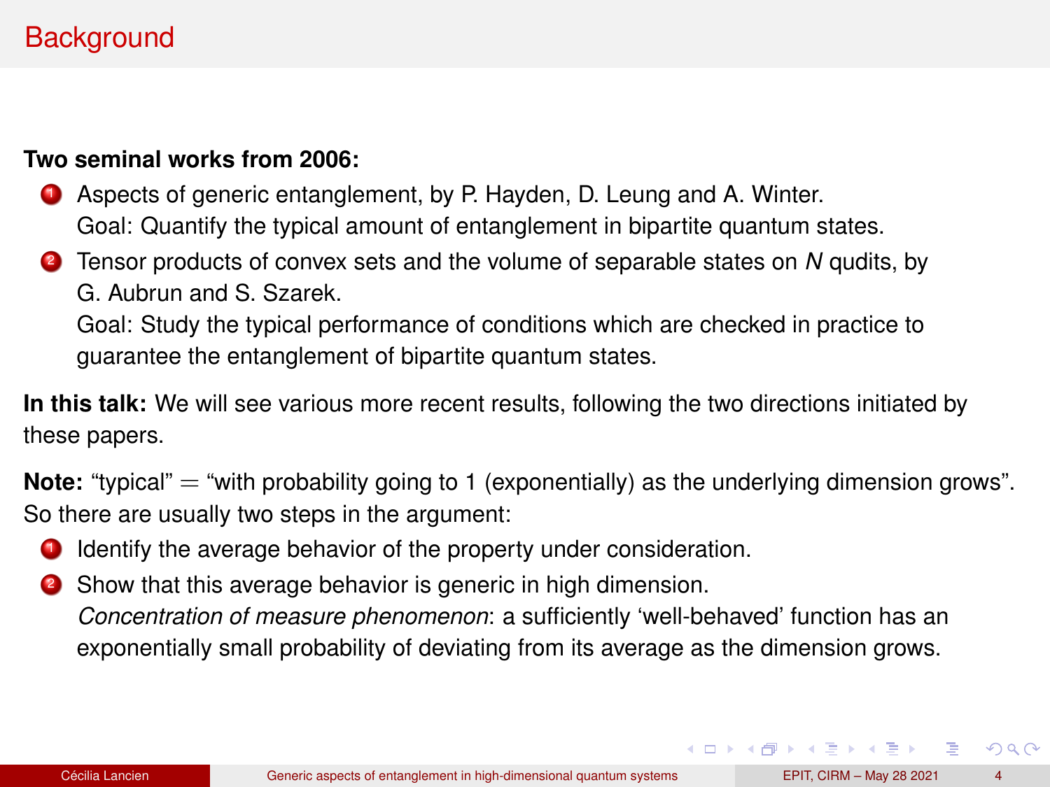## Background

**Two seminal works from 2006:**

1. Aspects of generic entanglement, by P. Hayden, D. Leung and A. Winter.
   Goal: Quantify the typical amount of entanglement in bipartite quantum states.
2. Tensor products of convex sets and the volume of separable states on $N$ qudits, by G. Aubrun and S. Szarek.
   Goal: Study the typical performance of conditions which are checked in practice to guarantee the entanglement of bipartite quantum states.

**In this talk:** We will see various more recent results, following the two directions initiated by these papers.

**Note:** "typical" $=$ "with probability going to 1 (exponentially) as the underlying dimension grows".
So there are usually two steps in the argument:

1. Identify the average behavior of the property under consideration.
2. Show that this average behavior is generic in high dimension.
   *Concentration of measure phenomenon*: a sufficiently 'well-behaved' function has an exponentially small probability of deviating from its average as the dimension grows.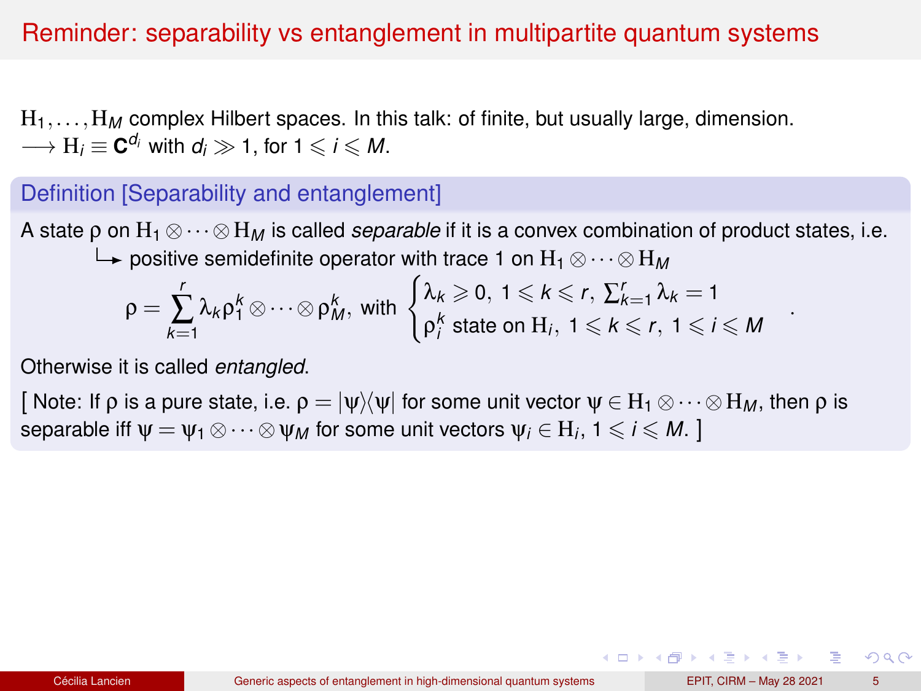# Reminder: separability vs entanglement in multipartite quantum systems

$\mathrm{H}_1, \ldots, \mathrm{H}_M$ complex Hilbert spaces. In this talk: of finite, but usually large, dimension.
$\longrightarrow \mathrm{H}_i \equiv \mathbf{C}^{d_i}$ with $d_i \gg 1$, for $1 \leqslant i \leqslant M$.

### Definition [Separability and entanglement]

A state $\rho$ on $\mathrm{H}_1 \otimes \cdots \otimes \mathrm{H}_M$ is called *separable* if it is a convex combination of product states, i.e.

↳ positive semidefinite operator with trace 1 on $\mathrm{H}_1 \otimes \cdots \otimes \mathrm{H}_M$

$$\rho = \sum_{k=1}^{r} \lambda_k \rho_1^k \otimes \cdots \otimes \rho_M^k, \text{ with } \begin{cases} \lambda_k \geqslant 0,\ 1 \leqslant k \leqslant r,\ \sum_{k=1}^{r} \lambda_k = 1 \\ \rho_i^k \text{ state on } \mathrm{H}_i,\ 1 \leqslant k \leqslant r,\ 1 \leqslant i \leqslant M \end{cases}.$$

Otherwise it is called *entangled*.

[ Note: If $\rho$ is a pure state, i.e. $\rho = |\psi\rangle\langle\psi|$ for some unit vector $\psi \in \mathrm{H}_1 \otimes \cdots \otimes \mathrm{H}_M$, then $\rho$ is separable iff $\psi = \psi_1 \otimes \cdots \otimes \psi_M$ for some unit vectors $\psi_i \in \mathrm{H}_i$, $1 \leqslant i \leqslant M$. ]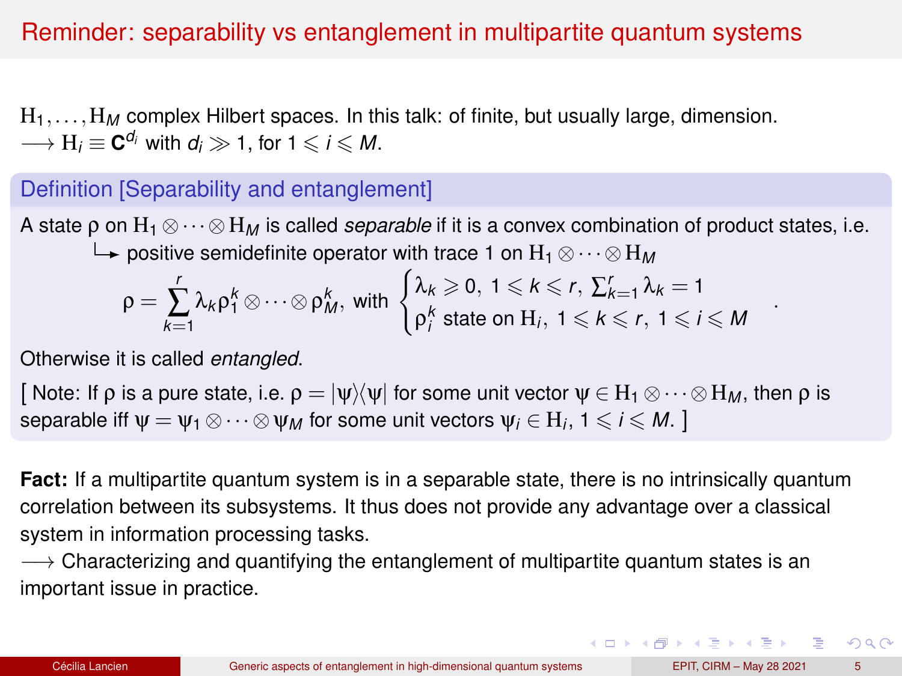# Reminder: separability vs entanglement in multipartite quantum systems

$\mathrm{H}_1, \ldots, \mathrm{H}_M$ complex Hilbert spaces. In this talk: of finite, but usually large, dimension.
$\longrightarrow \mathrm{H}_i \equiv \mathbf{C}^{d_i}$ with $d_i \gg 1$, for $1 \leqslant i \leqslant M$.

### Definition [Separability and entanglement]

A state $\rho$ on $\mathrm{H}_1 \otimes \cdots \otimes \mathrm{H}_M$ is called *separable* if it is a convex combination of product states, i.e.

↳ positive semidefinite operator with trace 1 on $\mathrm{H}_1 \otimes \cdots \otimes \mathrm{H}_M$

$$\rho = \sum_{k=1}^{r} \lambda_k \rho_1^k \otimes \cdots \otimes \rho_M^k, \text{ with } \begin{cases} \lambda_k \geqslant 0,\ 1 \leqslant k \leqslant r,\ \sum_{k=1}^r \lambda_k = 1 \\ \rho_i^k \text{ state on } \mathrm{H}_i,\ 1 \leqslant k \leqslant r,\ 1 \leqslant i \leqslant M \end{cases}.$$

Otherwise it is called *entangled*.

[ Note: If $\rho$ is a pure state, i.e. $\rho = |\psi\rangle\langle\psi|$ for some unit vector $\psi \in \mathrm{H}_1 \otimes \cdots \otimes \mathrm{H}_M$, then $\rho$ is separable iff $\psi = \psi_1 \otimes \cdots \otimes \psi_M$ for some unit vectors $\psi_i \in \mathrm{H}_i$, $1 \leqslant i \leqslant M$. ]

**Fact:** If a multipartite quantum system is in a separable state, there is no intrinsically quantum correlation between its subsystems. It thus does not provide any advantage over a classical system in information processing tasks.
$\longrightarrow$ Characterizing and quantifying the entanglement of multipartite quantum states is an important issue in practice.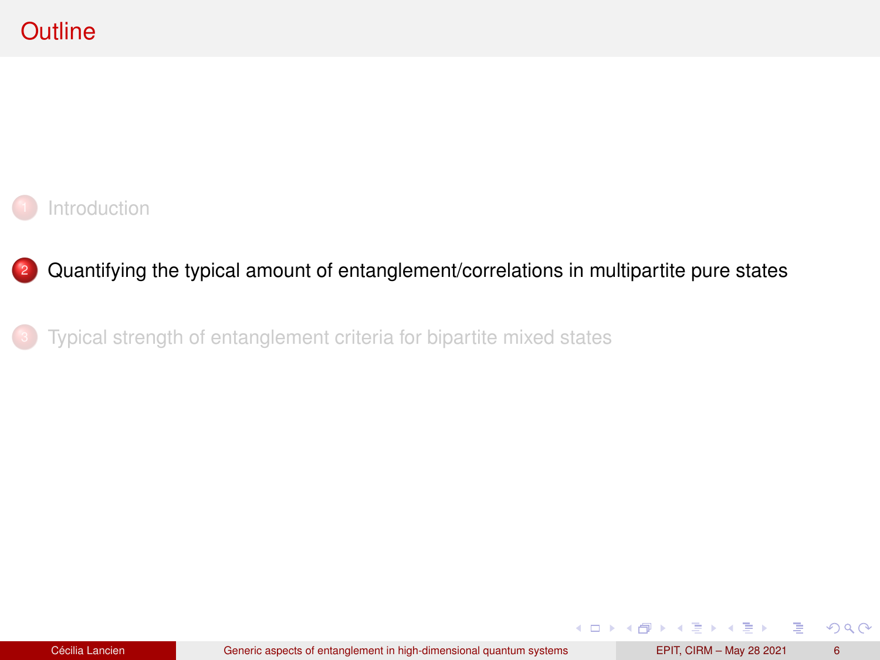# Outline

1. Introduction
2. Quantifying the typical amount of entanglement/correlations in multipartite pure states
3. Typical strength of entanglement criteria for bipartite mixed states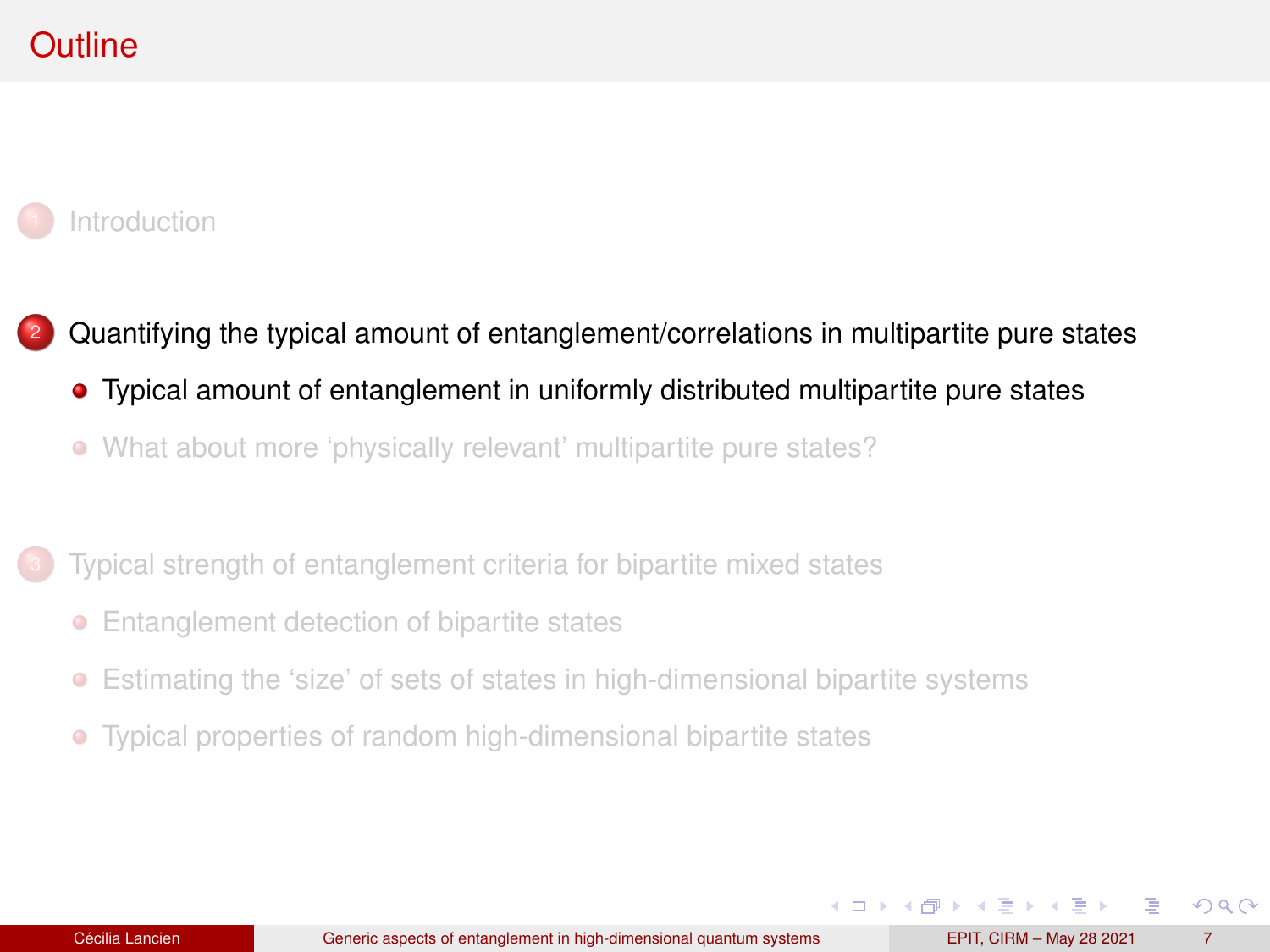# Outline

1. Introduction

2. Quantifying the typical amount of entanglement/correlations in multipartite pure states
   - Typical amount of entanglement in uniformly distributed multipartite pure states
   - What about more ‘physically relevant’ multipartite pure states?

3. Typical strength of entanglement criteria for bipartite mixed states
   - Entanglement detection of bipartite states
   - Estimating the ‘size’ of sets of states in high-dimensional bipartite systems
   - Typical properties of random high-dimensional bipartite states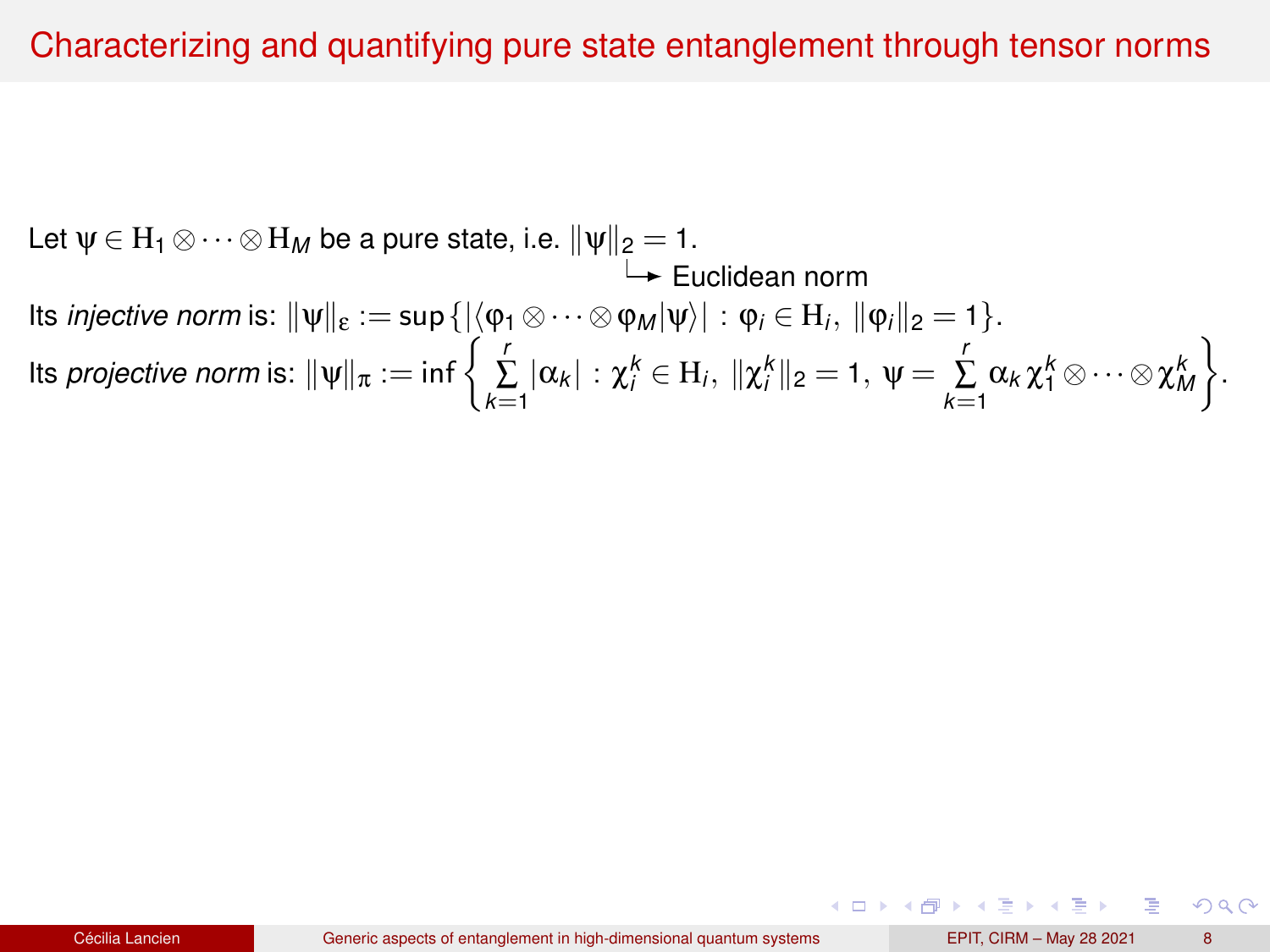# Characterizing and quantifying pure state entanglement through tensor norms

Let $\psi \in \mathrm{H}_1 \otimes \cdots \otimes \mathrm{H}_M$ be a pure state, i.e. $\|\psi\|_2 = 1$.

↳ Euclidean norm

Its *injective norm* is: $\|\psi\|_\varepsilon := \sup\left\{ |\langle \varphi_1 \otimes \cdots \otimes \varphi_M | \psi \rangle| \, : \, \varphi_i \in \mathrm{H}_i, \ \|\varphi_i\|_2 = 1 \right\}$.

Its *projective norm* is: $\|\psi\|_\pi := \inf\left\{ \sum_{k=1}^{r} |\alpha_k| \, : \, \chi_i^k \in \mathrm{H}_i, \ \|\chi_i^k\|_2 = 1, \ \psi = \sum_{k=1}^{r} \alpha_k \, \chi_1^k \otimes \cdots \otimes \chi_M^k \right\}$.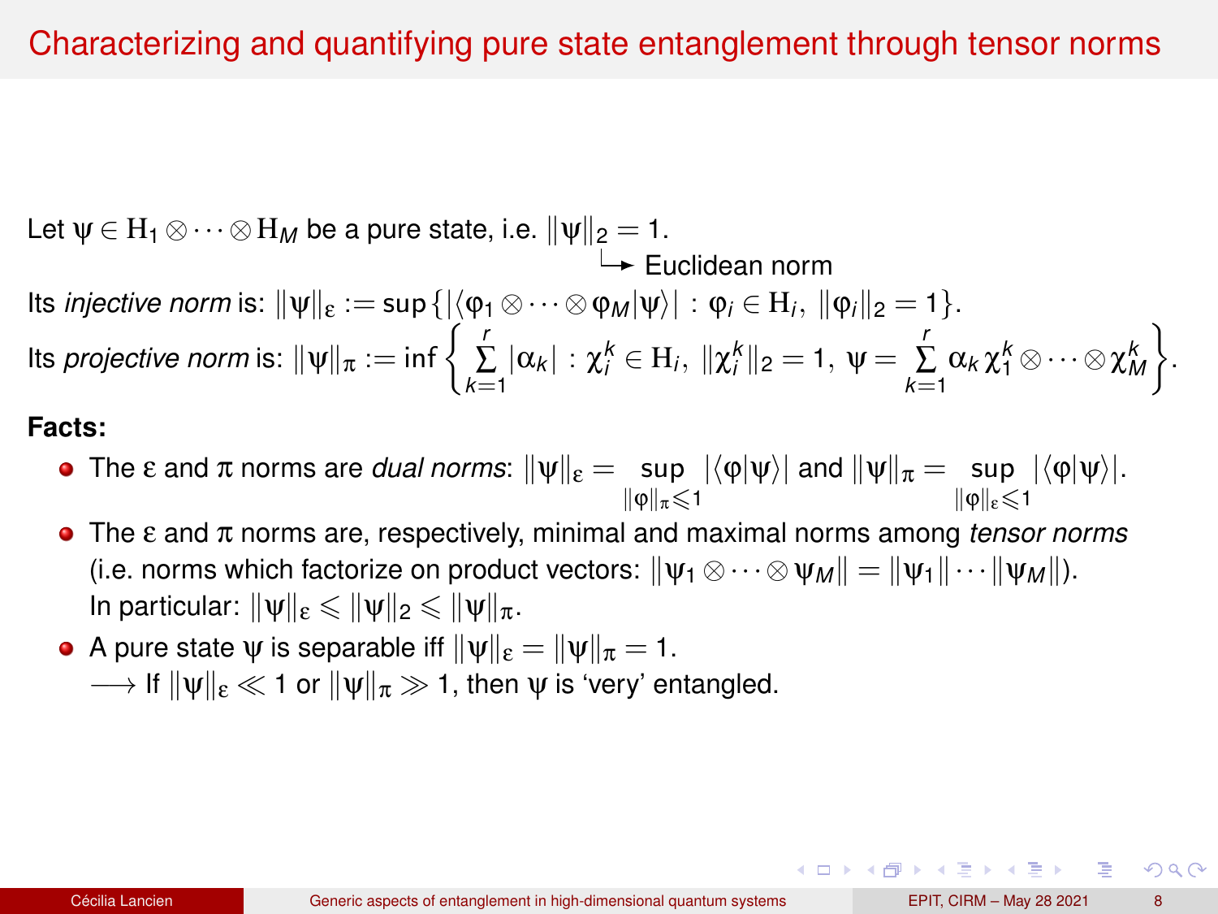## Characterizing and quantifying pure state entanglement through tensor norms

Let $\psi \in \mathrm{H}_1 \otimes \cdots \otimes \mathrm{H}_M$ be a pure state, i.e. $\|\psi\|_2 = 1$.
↳ Euclidean norm

Its *injective norm* is: $\|\psi\|_\varepsilon := \sup\{|\langle \varphi_1 \otimes \cdots \otimes \varphi_M | \psi \rangle| \, : \, \varphi_i \in \mathrm{H}_i, \ \|\varphi_i\|_2 = 1\}$.

Its *projective norm* is: $\|\psi\|_\pi := \inf\left\{ \sum_{k=1}^{r} |\alpha_k| \, : \, \chi_i^k \in \mathrm{H}_i, \ \|\chi_i^k\|_2 = 1, \ \psi = \sum_{k=1}^{r} \alpha_k \chi_1^k \otimes \cdots \otimes \chi_M^k \right\}$.

**Facts:**

- The $\varepsilon$ and $\pi$ norms are *dual norms*: $\|\psi\|_\varepsilon = \sup_{\|\varphi\|_\pi \leqslant 1} |\langle \varphi | \psi \rangle|$ and $\|\psi\|_\pi = \sup_{\|\varphi\|_\varepsilon \leqslant 1} |\langle \varphi | \psi \rangle|$.
- The $\varepsilon$ and $\pi$ norms are, respectively, minimal and maximal norms among *tensor norms* (i.e. norms which factorize on product vectors: $\|\psi_1 \otimes \cdots \otimes \psi_M\| = \|\psi_1\| \cdots \|\psi_M\|$).
  In particular: $\|\psi\|_\varepsilon \leqslant \|\psi\|_2 \leqslant \|\psi\|_\pi$.
- A pure state $\psi$ is separable iff $\|\psi\|_\varepsilon = \|\psi\|_\pi = 1$.
  $\longrightarrow$ If $\|\psi\|_\varepsilon \ll 1$ or $\|\psi\|_\pi \gg 1$, then $\psi$ is 'very' entangled.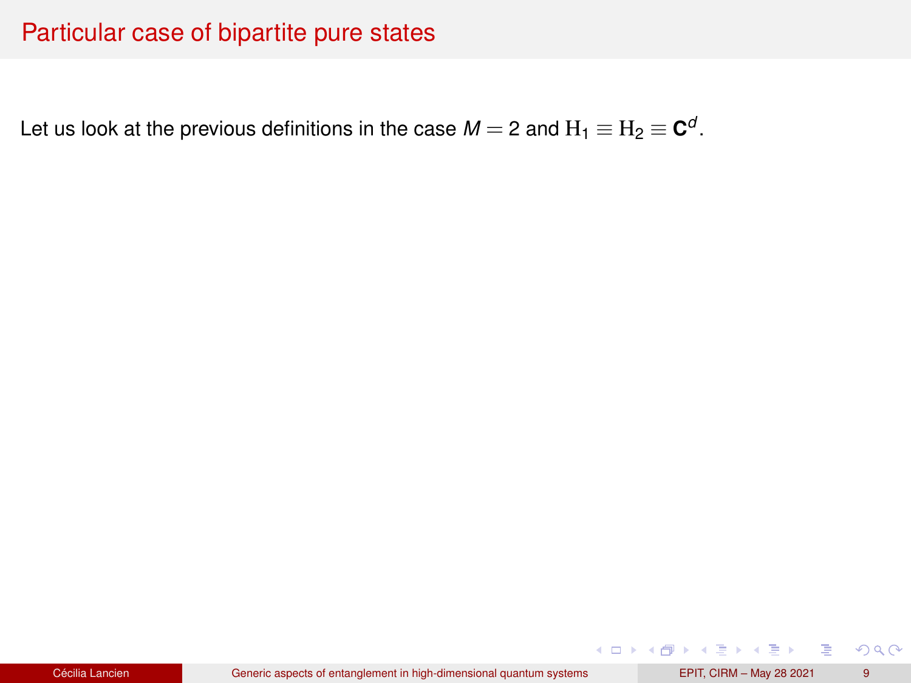# Particular case of bipartite pure states

Let us look at the previous definitions in the case $M = 2$ and $\mathrm{H}_1 \equiv \mathrm{H}_2 \equiv \mathbf{C}^d$.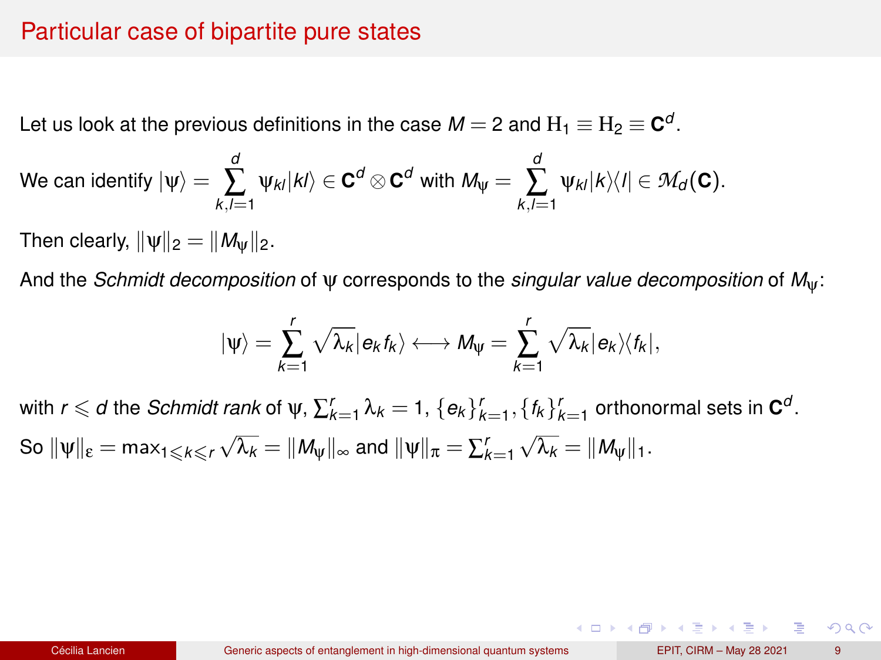# Particular case of bipartite pure states

Let us look at the previous definitions in the case $M = 2$ and $\mathrm{H}_1 \equiv \mathrm{H}_2 \equiv \mathbf{C}^d$.

We can identify $|\psi\rangle = \sum_{k,l=1}^{d} \psi_{kl} |kl\rangle \in \mathbf{C}^d \otimes \mathbf{C}^d$ with $M_\psi = \sum_{k,l=1}^{d} \psi_{kl} |k\rangle\langle l| \in \mathcal{M}_d(\mathbf{C})$.

Then clearly, $\|\psi\|_2 = \|M_\psi\|_2$.

And the *Schmidt decomposition* of $\psi$ corresponds to the *singular value decomposition* of $M_\psi$:

$$|\psi\rangle = \sum_{k=1}^{r} \sqrt{\lambda_k} |e_k f_k\rangle \longleftrightarrow M_\psi = \sum_{k=1}^{r} \sqrt{\lambda_k} |e_k\rangle\langle f_k|,$$

with $r \leqslant d$ the *Schmidt rank* of $\psi$, $\sum_{k=1}^{r} \lambda_k = 1$, $\{e_k\}_{k=1}^{r}, \{f_k\}_{k=1}^{r}$ orthonormal sets in $\mathbf{C}^d$.

So $\|\psi\|_\varepsilon = \max_{1 \leqslant k \leqslant r} \sqrt{\lambda_k} = \|M_\psi\|_\infty$ and $\|\psi\|_\pi = \sum_{k=1}^{r} \sqrt{\lambda_k} = \|M_\psi\|_1$.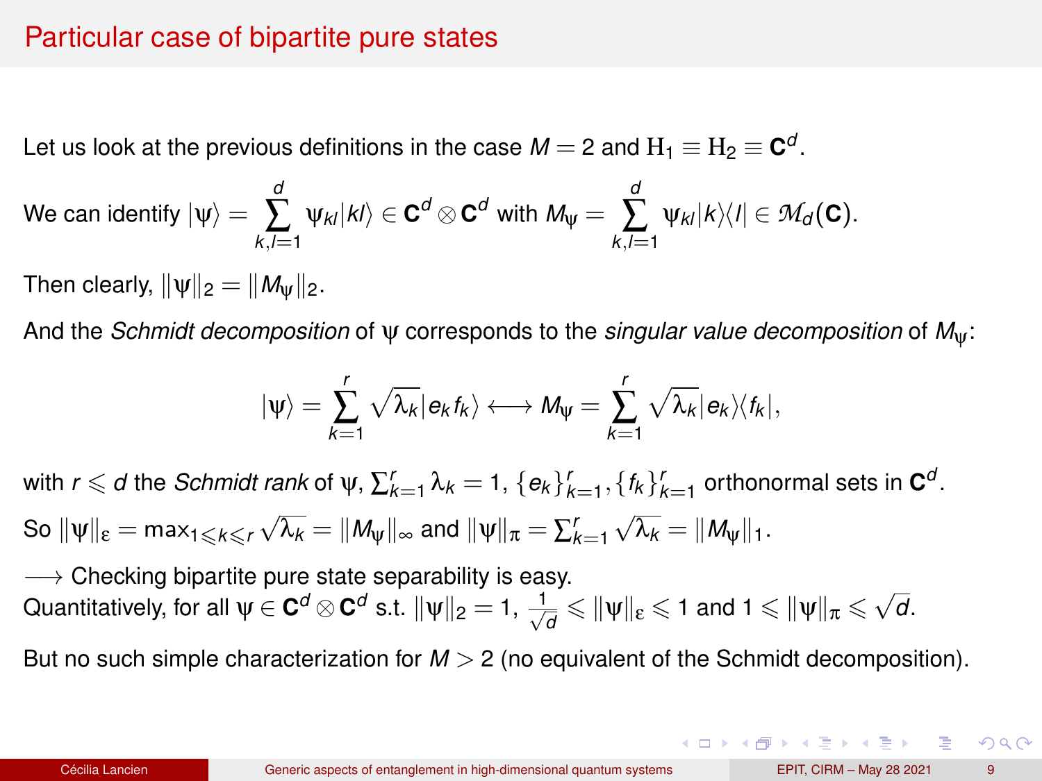# Particular case of bipartite pure states

Let us look at the previous definitions in the case $M = 2$ and $\mathrm{H}_1 \equiv \mathrm{H}_2 \equiv \mathbf{C}^d$.

We can identify $|\psi\rangle = \sum_{k,l=1}^{d} \psi_{kl}|kl\rangle \in \mathbf{C}^d \otimes \mathbf{C}^d$ with $M_\psi = \sum_{k,l=1}^{d} \psi_{kl}|k\rangle\langle l| \in \mathcal{M}_d(\mathbf{C})$.

Then clearly, $\|\psi\|_2 = \|M_\psi\|_2$.

And the *Schmidt decomposition* of $\psi$ corresponds to the *singular value decomposition* of $M_\psi$:

$$|\psi\rangle = \sum_{k=1}^{r} \sqrt{\lambda_k}|e_k f_k\rangle \longleftrightarrow M_\psi = \sum_{k=1}^{r} \sqrt{\lambda_k}|e_k\rangle\langle f_k|,$$

with $r \leqslant d$ the *Schmidt rank* of $\psi$, $\sum_{k=1}^{r} \lambda_k = 1$, $\{e_k\}_{k=1}^{r}, \{f_k\}_{k=1}^{r}$ orthonormal sets in $\mathbf{C}^d$.

So $\|\psi\|_\varepsilon = \max_{1\leqslant k\leqslant r} \sqrt{\lambda_k} = \|M_\psi\|_\infty$ and $\|\psi\|_\pi = \sum_{k=1}^{r} \sqrt{\lambda_k} = \|M_\psi\|_1$.

$\longrightarrow$ Checking bipartite pure state separability is easy.
Quantitatively, for all $\psi \in \mathbf{C}^d \otimes \mathbf{C}^d$ s.t. $\|\psi\|_2 = 1$, $\frac{1}{\sqrt{d}} \leqslant \|\psi\|_\varepsilon \leqslant 1$ and $1 \leqslant \|\psi\|_\pi \leqslant \sqrt{d}$.

But no such simple characterization for $M > 2$ (no equivalent of the Schmidt decomposition).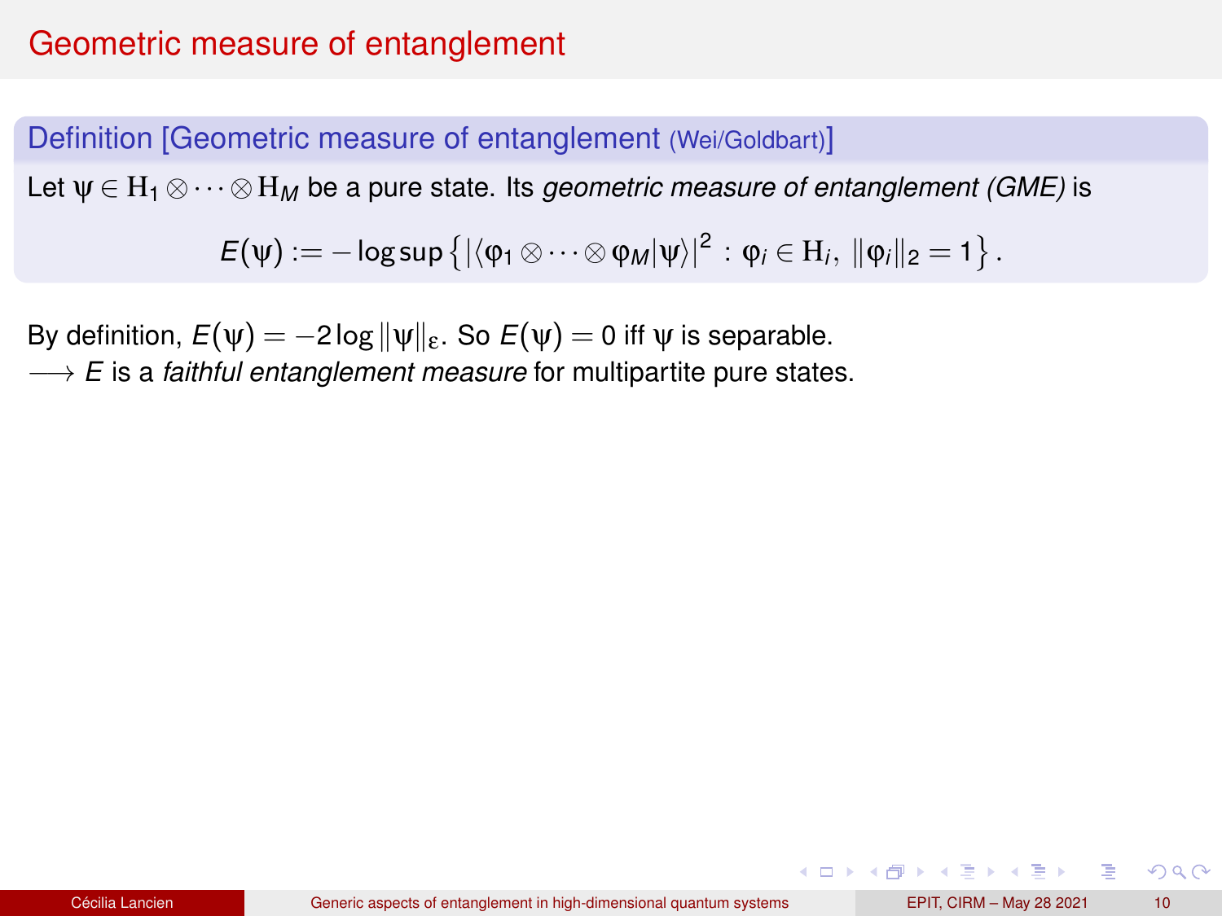# Geometric measure of entanglement

**Definition [Geometric measure of entanglement (Wei/Goldbart)]**

Let $\psi \in \mathrm{H}_1 \otimes \cdots \otimes \mathrm{H}_M$ be a pure state. Its *geometric measure of entanglement (GME)* is

$$E(\psi) := -\log \sup \left\{ |\langle \varphi_1 \otimes \cdots \otimes \varphi_M | \psi \rangle|^2 : \varphi_i \in \mathrm{H}_i,\ \|\varphi_i\|_2 = 1 \right\}.$$

By definition, $E(\psi) = -2\log \|\psi\|_\varepsilon$. So $E(\psi) = 0$ iff $\psi$ is separable.

$\longrightarrow$ $E$ is a *faithful entanglement measure* for multipartite pure states.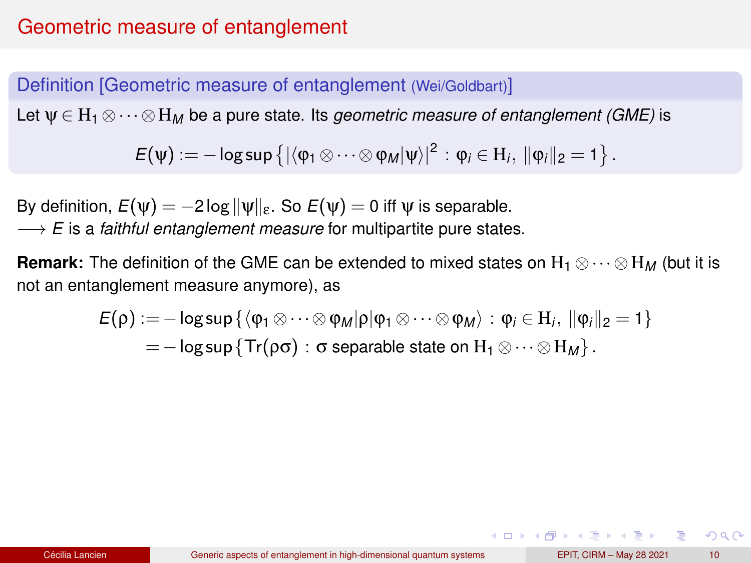# Geometric measure of entanglement

**Definition [Geometric measure of entanglement (Wei/Goldbart)]**

Let $\psi \in \mathrm{H}_1 \otimes \cdots \otimes \mathrm{H}_M$ be a pure state. Its *geometric measure of entanglement (GME)* is

$$E(\psi) := -\log \sup \left\{ |\langle \varphi_1 \otimes \cdots \otimes \varphi_M | \psi \rangle|^2 \, : \, \varphi_i \in \mathrm{H}_i, \, \|\varphi_i\|_2 = 1 \right\}.$$

By definition, $E(\psi) = -2 \log \|\psi\|_\varepsilon$. So $E(\psi) = 0$ iff $\psi$ is separable.
$\longrightarrow$ $E$ is a *faithful entanglement measure* for multipartite pure states.

**Remark:** The definition of the GME can be extended to mixed states on $\mathrm{H}_1 \otimes \cdots \otimes \mathrm{H}_M$ (but it is not an entanglement measure anymore), as

$$\begin{aligned} E(\rho) &:= -\log \sup \left\{ \langle \varphi_1 \otimes \cdots \otimes \varphi_M | \rho | \varphi_1 \otimes \cdots \otimes \varphi_M \rangle \, : \, \varphi_i \in \mathrm{H}_i, \, \|\varphi_i\|_2 = 1 \right\} \\ &= -\log \sup \left\{ \mathrm{Tr}(\rho \sigma) \, : \, \sigma \text{ separable state on } \mathrm{H}_1 \otimes \cdots \otimes \mathrm{H}_M \right\}. \end{aligned}$$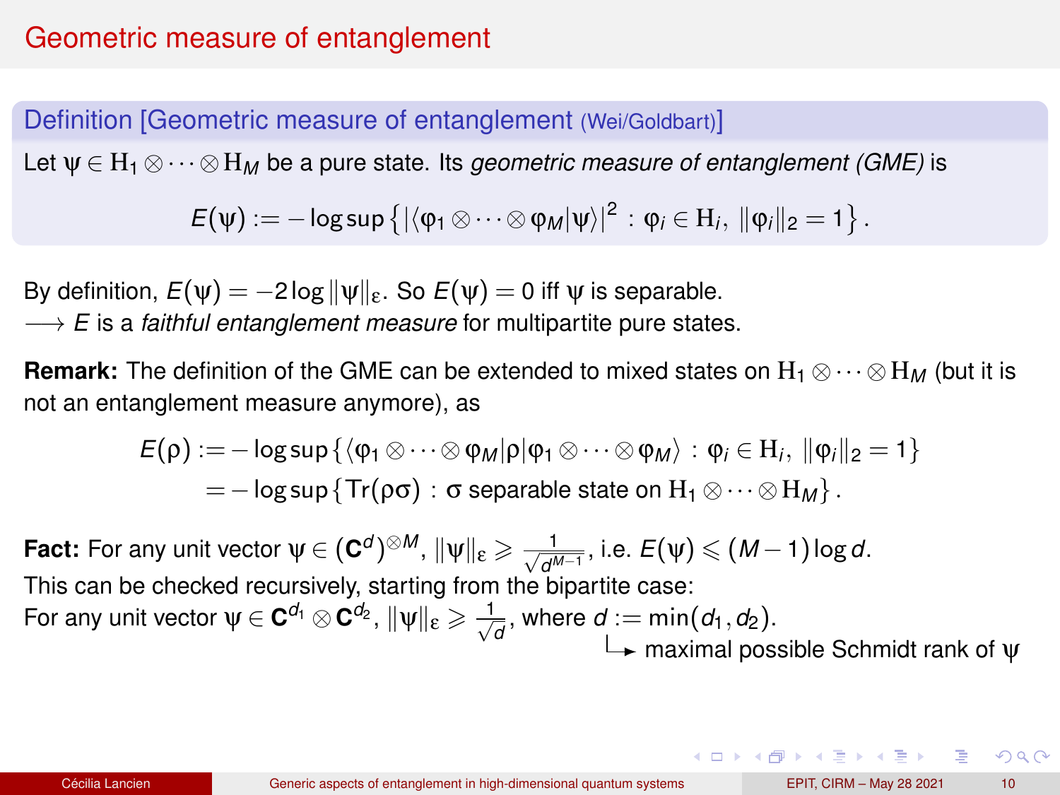# Geometric measure of entanglement

**Definition [Geometric measure of entanglement (Wei/Goldbart)]**

Let $\psi \in \mathrm{H}_1 \otimes \cdots \otimes \mathrm{H}_M$ be a pure state. Its *geometric measure of entanglement (GME)* is

$$E(\psi) := -\log \sup \left\{ |\langle \varphi_1 \otimes \cdots \otimes \varphi_M | \psi \rangle|^2 \, : \, \varphi_i \in \mathrm{H}_i, \ \|\varphi_i\|_2 = 1 \right\}.$$

By definition, $E(\psi) = -2\log \|\psi\|_\varepsilon$. So $E(\psi) = 0$ iff $\psi$ is separable.
$\longrightarrow$ $E$ is a *faithful entanglement measure* for multipartite pure states.

**Remark:** The definition of the GME can be extended to mixed states on $\mathrm{H}_1 \otimes \cdots \otimes \mathrm{H}_M$ (but it is not an entanglement measure anymore), as

$$\begin{aligned} E(\rho) &:= -\log \sup \left\{ \langle \varphi_1 \otimes \cdots \otimes \varphi_M | \rho | \varphi_1 \otimes \cdots \otimes \varphi_M \rangle \, : \, \varphi_i \in \mathrm{H}_i, \ \|\varphi_i\|_2 = 1 \right\} \\ &= -\log \sup \left\{ \mathrm{Tr}(\rho\sigma) \, : \, \sigma \text{ separable state on } \mathrm{H}_1 \otimes \cdots \otimes \mathrm{H}_M \right\}. \end{aligned}$$

**Fact:** For any unit vector $\psi \in (\mathbf{C}^d)^{\otimes M}$, $\|\psi\|_\varepsilon \geqslant \frac{1}{\sqrt{d^{M-1}}}$, i.e. $E(\psi) \leqslant (M-1)\log d$.
This can be checked recursively, starting from the bipartite case:
For any unit vector $\psi \in \mathbf{C}^{d_1} \otimes \mathbf{C}^{d_2}$, $\|\psi\|_\varepsilon \geqslant \frac{1}{\sqrt{d}}$, where $d := \min(d_1, d_2)$.
$\hookrightarrow$ maximal possible Schmidt rank of $\psi$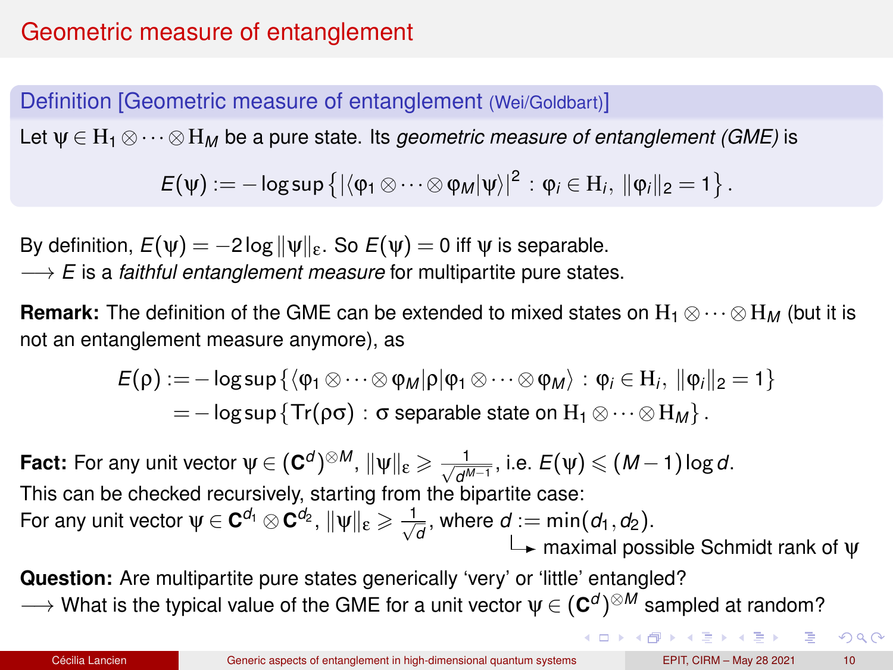# Geometric measure of entanglement

**Definition [Geometric measure of entanglement (Wei/Goldbart)]**

Let $\psi \in \mathrm{H}_1 \otimes \cdots \otimes \mathrm{H}_M$ be a pure state. Its *geometric measure of entanglement (GME)* is

$$E(\psi) := -\log \sup \left\{ |\langle \varphi_1 \otimes \cdots \otimes \varphi_M | \psi \rangle|^2 \, : \, \varphi_i \in \mathrm{H}_i, \, \|\varphi_i\|_2 = 1 \right\}.$$

By definition, $E(\psi) = -2\log \|\psi\|_\varepsilon$. So $E(\psi) = 0$ iff $\psi$ is separable.
$\longrightarrow$ $E$ is a *faithful entanglement measure* for multipartite pure states.

**Remark:** The definition of the GME can be extended to mixed states on $\mathrm{H}_1 \otimes \cdots \otimes \mathrm{H}_M$ (but it is not an entanglement measure anymore), as

$$\begin{aligned} E(\rho) &:= -\log \sup \left\{ \langle \varphi_1 \otimes \cdots \otimes \varphi_M | \rho | \varphi_1 \otimes \cdots \otimes \varphi_M \rangle \, : \, \varphi_i \in \mathrm{H}_i, \, \|\varphi_i\|_2 = 1 \right\} \\ &= -\log \sup \left\{ \mathrm{Tr}(\rho\sigma) \, : \, \sigma \text{ separable state on } \mathrm{H}_1 \otimes \cdots \otimes \mathrm{H}_M \right\}. \end{aligned}$$

**Fact:** For any unit vector $\psi \in (\mathbf{C}^d)^{\otimes M}$, $\|\psi\|_\varepsilon \geqslant \frac{1}{\sqrt{d^{M-1}}}$, i.e. $E(\psi) \leqslant (M-1)\log d$.
This can be checked recursively, starting from the bipartite case:
For any unit vector $\psi \in \mathbf{C}^{d_1} \otimes \mathbf{C}^{d_2}$, $\|\psi\|_\varepsilon \geqslant \frac{1}{\sqrt{d}}$, where $d := \min(d_1, d_2)$.
$\hookrightarrow$ maximal possible Schmidt rank of $\psi$

**Question:** Are multipartite pure states generically 'very' or 'little' entangled?
$\longrightarrow$ What is the typical value of the GME for a unit vector $\psi \in (\mathbf{C}^d)^{\otimes M}$ sampled at random?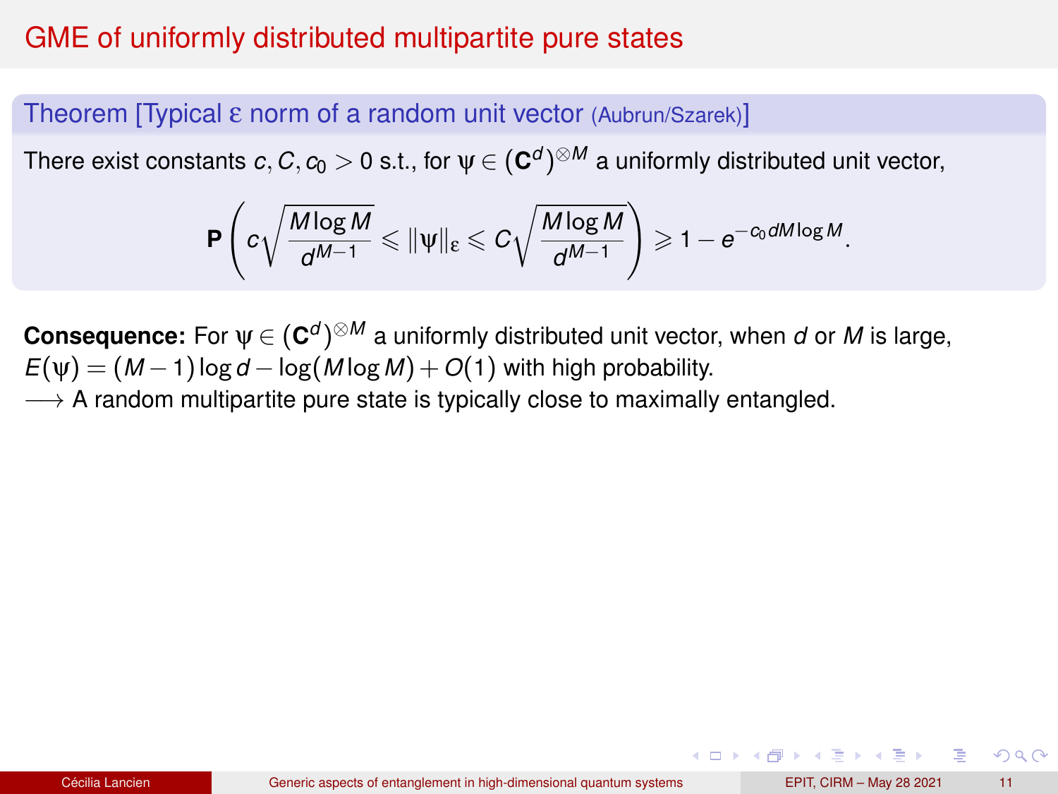# GME of uniformly distributed multipartite pure states

**Theorem [Typical ε norm of a random unit vector** (Aubrun/Szarek)**]**

There exist constants $c, C, c_0 > 0$ s.t., for $\psi \in (\mathbf{C}^d)^{\otimes M}$ a uniformly distributed unit vector,

$$\mathbf{P}\left( c\sqrt{\frac{M\log M}{d^{M-1}}} \leqslant \|\psi\|_\varepsilon \leqslant C\sqrt{\frac{M\log M}{d^{M-1}}} \right) \geqslant 1 - e^{-c_0 dM\log M}.$$

**Consequence:** For $\psi \in (\mathbf{C}^d)^{\otimes M}$ a uniformly distributed unit vector, when $d$ or $M$ is large, $E(\psi) = (M-1)\log d - \log(M\log M) + O(1)$ with high probability.

$\longrightarrow$ A random multipartite pure state is typically close to maximally entangled.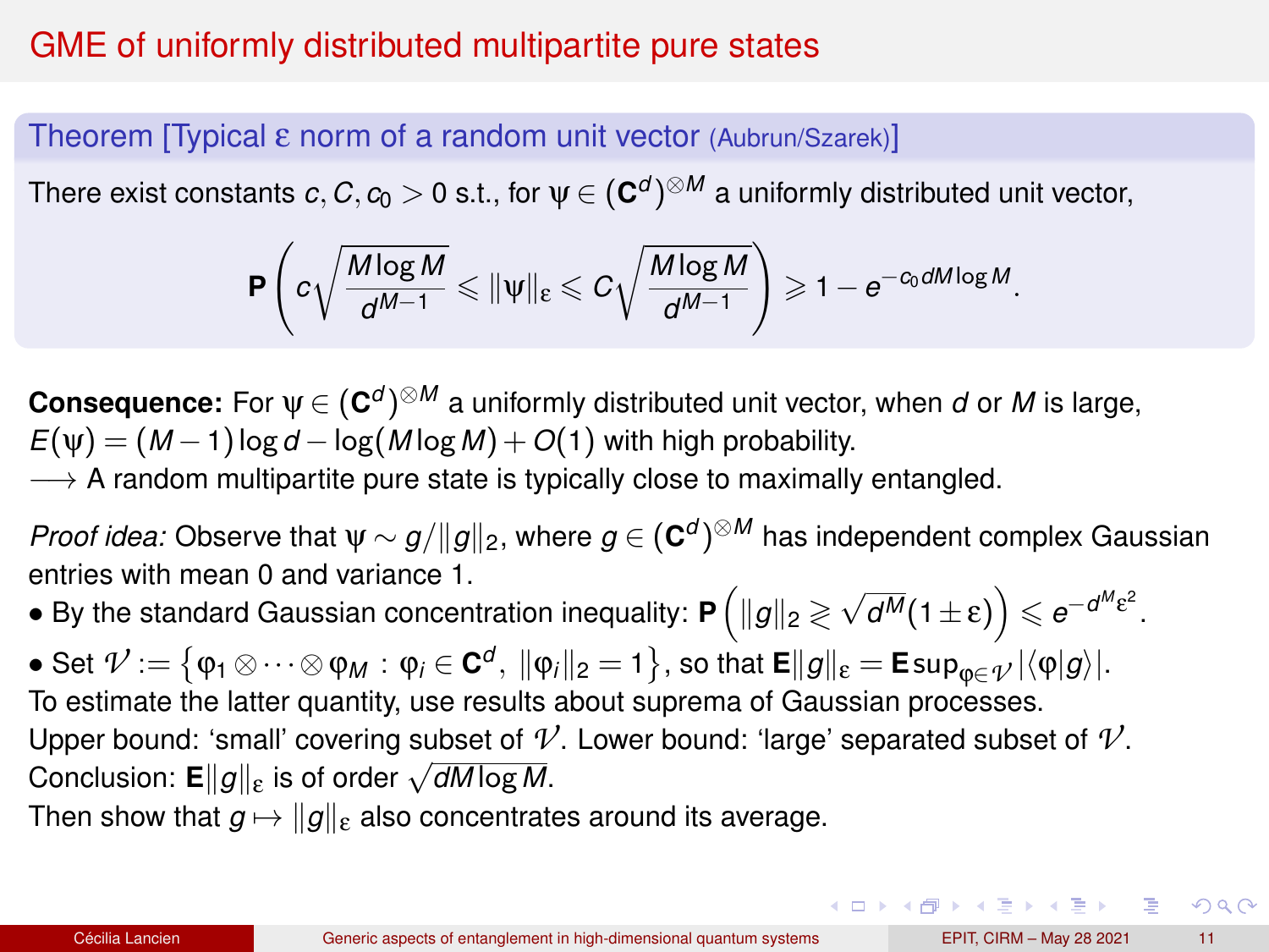# GME of uniformly distributed multipartite pure states

**Theorem [Typical ε norm of a random unit vector** (Aubrun/Szarek)**]**

There exist constants $c, C, c_0 > 0$ s.t., for $\psi \in (\mathbf{C}^d)^{\otimes M}$ a uniformly distributed unit vector,

$$\mathbf{P}\left( c\sqrt{\frac{M\log M}{d^{M-1}}} \leqslant \|\psi\|_\varepsilon \leqslant C\sqrt{\frac{M\log M}{d^{M-1}}} \right) \geqslant 1 - e^{-c_0 dM\log M}.$$

**Consequence:** For $\psi \in (\mathbf{C}^d)^{\otimes M}$ a uniformly distributed unit vector, when $d$ or $M$ is large, $E(\psi) = (M-1)\log d - \log(M\log M) + O(1)$ with high probability.
$\longrightarrow$ A random multipartite pure state is typically close to maximally entangled.

*Proof idea:* Observe that $\psi \sim g/\|g\|_2$, where $g \in (\mathbf{C}^d)^{\otimes M}$ has independent complex Gaussian entries with mean 0 and variance 1.

- By the standard Gaussian concentration inequality: $\mathbf{P}\left(\|g\|_2 \gtrless \sqrt{d^M}(1\pm\varepsilon)\right) \leqslant e^{-d^M\varepsilon^2}$.
- Set $\mathcal{V} := \left\{\varphi_1 \otimes \cdots \otimes \varphi_M \,:\, \varphi_i \in \mathbf{C}^d,\ \|\varphi_i\|_2 = 1\right\}$, so that $\mathbf{E}\|g\|_\varepsilon = \mathbf{E}\sup_{\varphi\in\mathcal{V}} |\langle\varphi|g\rangle|$.

To estimate the latter quantity, use results about suprema of Gaussian processes.
Upper bound: 'small' covering subset of $\mathcal{V}$. Lower bound: 'large' separated subset of $\mathcal{V}$.
Conclusion: $\mathbf{E}\|g\|_\varepsilon$ is of order $\sqrt{dM\log M}$.
Then show that $g \mapsto \|g\|_\varepsilon$ also concentrates around its average.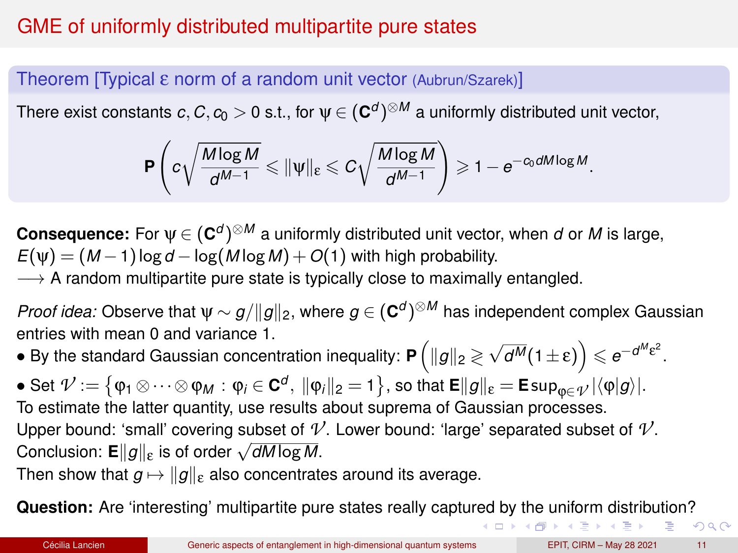# GME of uniformly distributed multipartite pure states

**Theorem [Typical ε norm of a random unit vector (Aubrun/Szarek)]**

There exist constants $c, C, c_0 > 0$ s.t., for $\psi \in (\mathbf{C}^d)^{\otimes M}$ a uniformly distributed unit vector,

$$\mathbf{P}\left( c\sqrt{\frac{M\log M}{d^{M-1}}} \leqslant \|\psi\|_\varepsilon \leqslant C\sqrt{\frac{M\log M}{d^{M-1}}} \right) \geqslant 1 - e^{-c_0 dM\log M}.$$

**Consequence:** For $\psi \in (\mathbf{C}^d)^{\otimes M}$ a uniformly distributed unit vector, when $d$ or $M$ is large, $E(\psi) = (M-1)\log d - \log(M\log M) + O(1)$ with high probability.
$\longrightarrow$ A random multipartite pure state is typically close to maximally entangled.

*Proof idea:* Observe that $\psi \sim g/\|g\|_2$, where $g \in (\mathbf{C}^d)^{\otimes M}$ has independent complex Gaussian entries with mean 0 and variance 1.

- By the standard Gaussian concentration inequality: $\mathbf{P}\left( \|g\|_2 \gtrless \sqrt{d^M}(1\pm\varepsilon) \right) \leqslant e^{-d^M\varepsilon^2}$.
- Set $\mathcal{V} := \left\{ \varphi_1 \otimes \cdots \otimes \varphi_M \,:\, \varphi_i \in \mathbf{C}^d,\ \|\varphi_i\|_2 = 1 \right\}$, so that $\mathbf{E}\|g\|_\varepsilon = \mathbf{E}\sup_{\varphi\in\mathcal{V}} |\langle\varphi|g\rangle|$.

To estimate the latter quantity, use results about suprema of Gaussian processes.
Upper bound: 'small' covering subset of $\mathcal{V}$. Lower bound: 'large' separated subset of $\mathcal{V}$.
Conclusion: $\mathbf{E}\|g\|_\varepsilon$ is of order $\sqrt{dM\log M}$.
Then show that $g \mapsto \|g\|_\varepsilon$ also concentrates around its average.

**Question:** Are 'interesting' multipartite pure states really captured by the uniform distribution?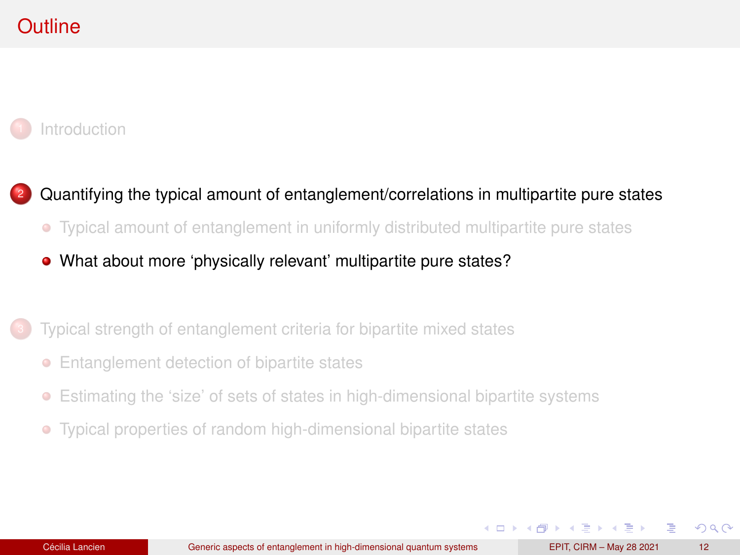# Outline

1. Introduction

2. Quantifying the typical amount of entanglement/correlations in multipartite pure states
   - Typical amount of entanglement in uniformly distributed multipartite pure states
   - What about more ‘physically relevant’ multipartite pure states?

3. Typical strength of entanglement criteria for bipartite mixed states
   - Entanglement detection of bipartite states
   - Estimating the ‘size’ of sets of states in high-dimensional bipartite systems
   - Typical properties of random high-dimensional bipartite states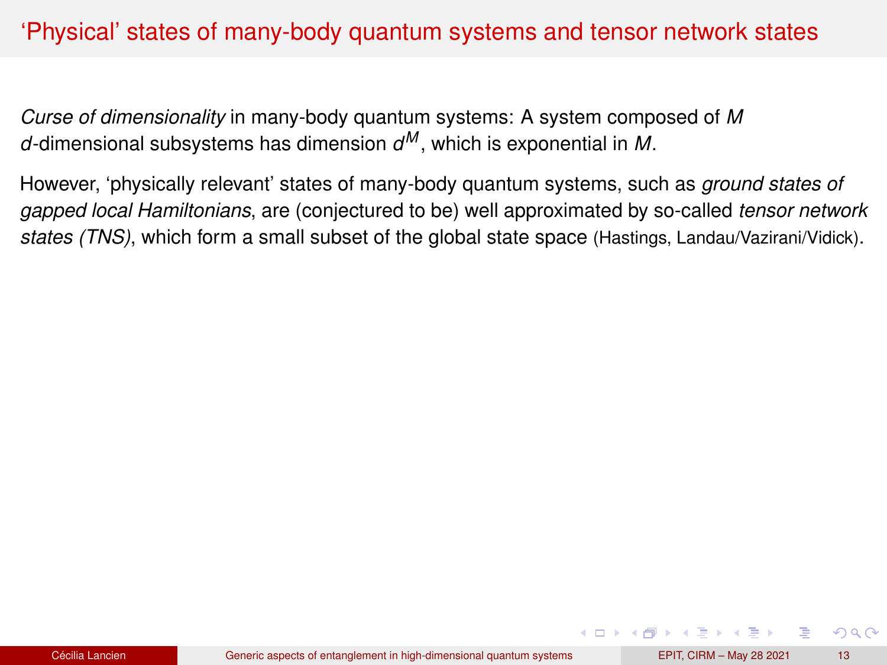# ‘Physical’ states of many-body quantum systems and tensor network states

*Curse of dimensionality* in many-body quantum systems: A system composed of $M$ $d$-dimensional subsystems has dimension $d^M$, which is exponential in $M$.

However, ‘physically relevant’ states of many-body quantum systems, such as *ground states of gapped local Hamiltonians*, are (conjectured to be) well approximated by so-called *tensor network states (TNS)*, which form a small subset of the global state space (Hastings, Landau/Vazirani/Vidick).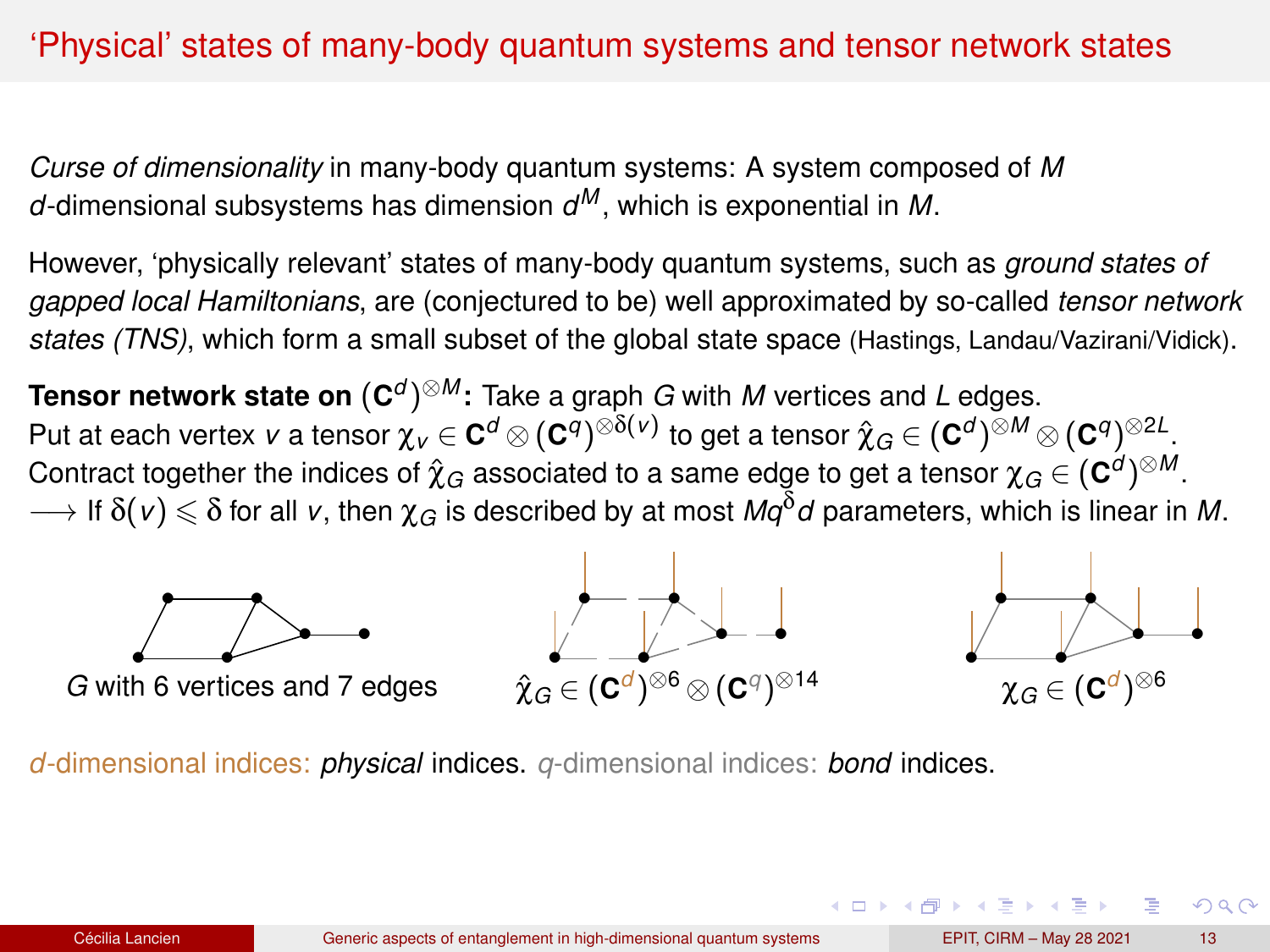# 'Physical' states of many-body quantum systems and tensor network states

*Curse of dimensionality* in many-body quantum systems: A system composed of $M$ $d$-dimensional subsystems has dimension $d^M$, which is exponential in $M$.

However, 'physically relevant' states of many-body quantum systems, such as *ground states of gapped local Hamiltonians*, are (conjectured to be) well approximated by so-called *tensor network states (TNS)*, which form a small subset of the global state space (Hastings, Landau/Vazirani/Vidick).

**Tensor network state on $(\mathbf{C}^d)^{\otimes M}$:** Take a graph $G$ with $M$ vertices and $L$ edges.
Put at each vertex $v$ a tensor $\chi_v \in \mathbf{C}^d \otimes (\mathbf{C}^q)^{\otimes \delta(v)}$ to get a tensor $\hat{\chi}_G \in (\mathbf{C}^d)^{\otimes M} \otimes (\mathbf{C}^q)^{\otimes 2L}$.
Contract together the indices of $\hat{\chi}_G$ associated to a same edge to get a tensor $\chi_G \in (\mathbf{C}^d)^{\otimes M}$.
$\longrightarrow$ If $\delta(v) \leqslant \delta$ for all $v$, then $\chi_G$ is described by at most $Mq^\delta d$ parameters, which is linear in $M$.

$G$ with 6 vertices and 7 edges

$\hat{\chi}_G \in (\mathbf{C}^d)^{\otimes 6} \otimes (\mathbf{C}^q)^{\otimes 14}$

$\chi_G \in (\mathbf{C}^d)^{\otimes 6}$

$d$-dimensional indices: *physical* indices. $q$-dimensional indices: *bond* indices.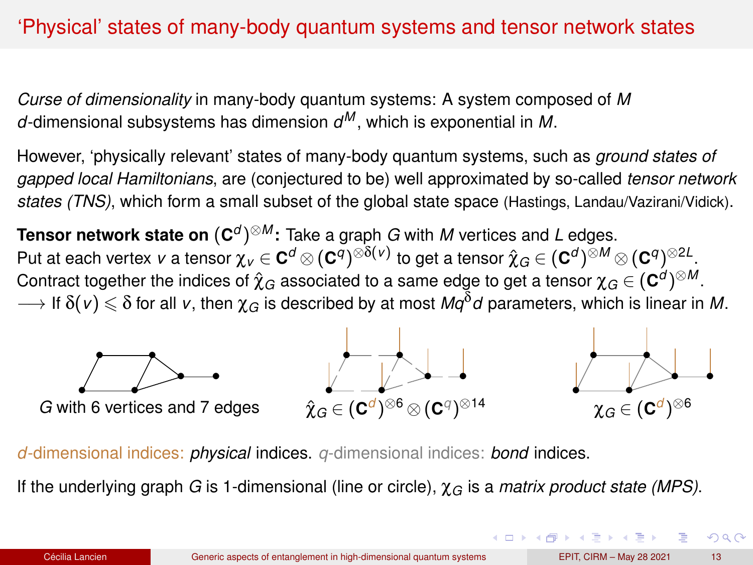# 'Physical' states of many-body quantum systems and tensor network states

*Curse of dimensionality* in many-body quantum systems: A system composed of $M$ $d$-dimensional subsystems has dimension $d^M$, which is exponential in $M$.

However, 'physically relevant' states of many-body quantum systems, such as *ground states of gapped local Hamiltonians*, are (conjectured to be) well approximated by so-called *tensor network states (TNS)*, which form a small subset of the global state space (Hastings, Landau/Vazirani/Vidick).

**Tensor network state on $(\mathbf{C}^d)^{\otimes M}$:** Take a graph $G$ with $M$ vertices and $L$ edges.
Put at each vertex $v$ a tensor $\chi_v \in \mathbf{C}^d \otimes (\mathbf{C}^q)^{\otimes \delta(v)}$ to get a tensor $\hat{\chi}_G \in (\mathbf{C}^d)^{\otimes M} \otimes (\mathbf{C}^q)^{\otimes 2L}$.
Contract together the indices of $\hat{\chi}_G$ associated to a same edge to get a tensor $\chi_G \in (\mathbf{C}^d)^{\otimes M}$.
$\longrightarrow$ If $\delta(v) \leqslant \delta$ for all $v$, then $\chi_G$ is described by at most $Mq^\delta d$ parameters, which is linear in $M$.

$G$ with 6 vertices and 7 edges

$\hat{\chi}_G \in (\mathbf{C}^d)^{\otimes 6} \otimes (\mathbf{C}^q)^{\otimes 14}$

$\chi_G \in (\mathbf{C}^d)^{\otimes 6}$

$d$-dimensional indices: *physical* indices. $q$-dimensional indices: *bond* indices.

If the underlying graph $G$ is 1-dimensional (line or circle), $\chi_G$ is a *matrix product state (MPS)*.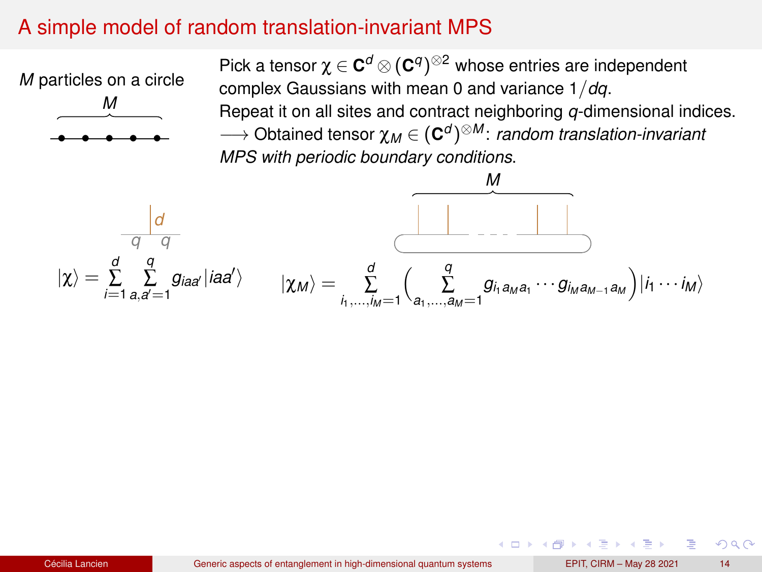# A simple model of random translation-invariant MPS

$M$ particles on a circle

Pick a tensor $\chi \in \mathbf{C}^d \otimes (\mathbf{C}^q)^{\otimes 2}$ whose entries are independent complex Gaussians with mean 0 and variance $1/dq$.

Repeat it on all sites and contract neighboring $q$-dimensional indices.

$\longrightarrow$ Obtained tensor $\chi_M \in (\mathbf{C}^d)^{\otimes M}$: *random translation-invariant MPS with periodic boundary conditions*.

$$|\chi\rangle = \sum_{i=1}^{d} \sum_{a,a'=1}^{q} g_{iaa'} |iaa'\rangle$$

$$|\chi_M\rangle = \sum_{i_1,\ldots,i_M=1}^{d} \left( \sum_{a_1,\ldots,a_M=1}^{q} g_{i_1 a_M a_1} \cdots g_{i_M a_{M-1} a_M} \right) |i_1 \cdots i_M\rangle$$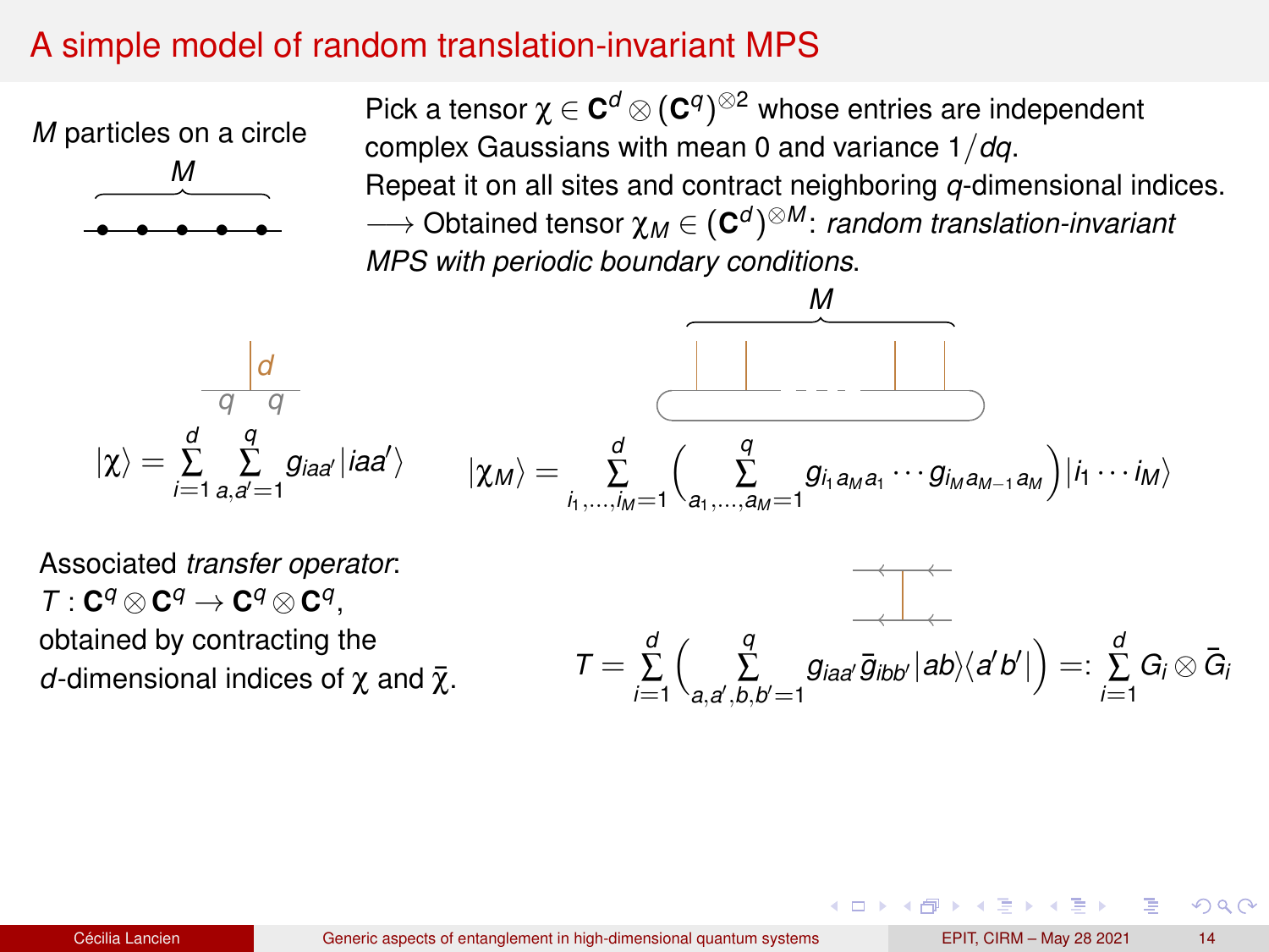# A simple model of random translation-invariant MPS

$M$ particles on a circle

Pick a tensor $\chi \in \mathbf{C}^d \otimes (\mathbf{C}^q)^{\otimes 2}$ whose entries are independent complex Gaussians with mean 0 and variance $1/dq$.
Repeat it on all sites and contract neighboring $q$-dimensional indices.
$\longrightarrow$ Obtained tensor $\chi_M \in (\mathbf{C}^d)^{\otimes M}$: *random translation-invariant MPS with periodic boundary conditions*.

$$|\chi\rangle = \sum_{i=1}^{d} \sum_{a,a'=1}^{q} g_{iaa'} |iaa'\rangle$$

$$|\chi_M\rangle = \sum_{i_1,\ldots,i_M=1}^{d} \left( \sum_{a_1,\ldots,a_M=1}^{q} g_{i_1 a_M a_1} \cdots g_{i_M a_{M-1} a_M} \right) |i_1 \cdots i_M\rangle$$

Associated *transfer operator*:
$T : \mathbf{C}^q \otimes \mathbf{C}^q \to \mathbf{C}^q \otimes \mathbf{C}^q$,
obtained by contracting the $d$-dimensional indices of $\chi$ and $\bar{\chi}$.

$$T = \sum_{i=1}^{d} \left( \sum_{a,a',b,b'=1}^{q} g_{iaa'} \bar{g}_{ibb'} |ab\rangle\langle a'b'| \right) =: \sum_{i=1}^{d} G_i \otimes \bar{G}_i$$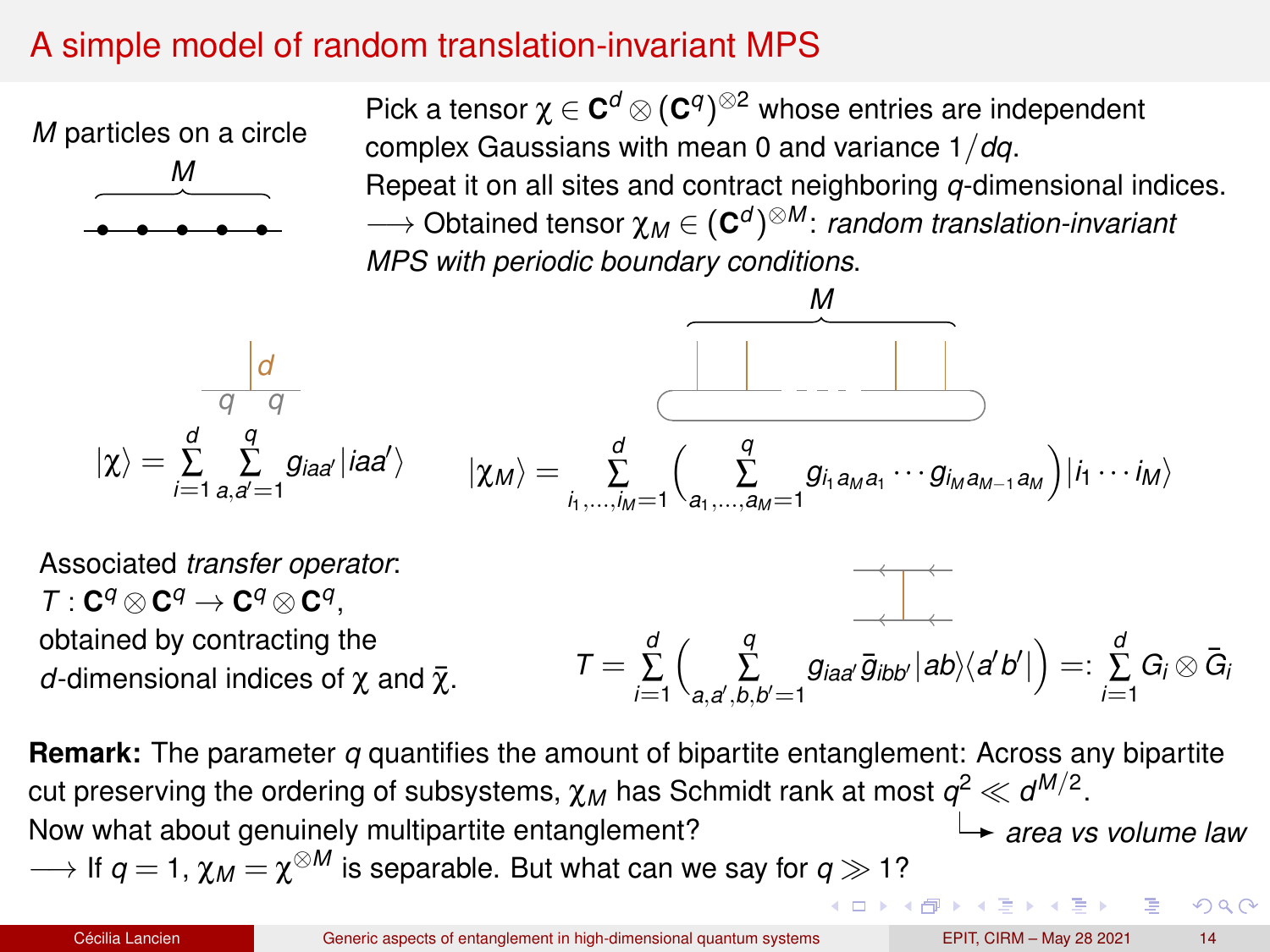# A simple model of random translation-invariant MPS

$M$ particles on a circle

Pick a tensor $\chi \in \mathbf{C}^d \otimes (\mathbf{C}^q)^{\otimes 2}$ whose entries are independent complex Gaussians with mean 0 and variance $1/dq$.
Repeat it on all sites and contract neighboring $q$-dimensional indices.
$\longrightarrow$ Obtained tensor $\chi_M \in (\mathbf{C}^d)^{\otimes M}$: *random translation-invariant MPS with periodic boundary conditions*.

$$|\chi\rangle = \sum_{i=1}^{d} \sum_{a,a'=1}^{q} g_{iaa'} |iaa'\rangle \qquad |\chi_M\rangle = \sum_{i_1,\ldots,i_M=1}^{d} \Bigg( \sum_{a_1,\ldots,a_M=1}^{q} g_{i_1 a_M a_1} \cdots g_{i_M a_{M-1} a_M} \Bigg) |i_1 \cdots i_M\rangle$$

Associated *transfer operator*:
$T : \mathbf{C}^q \otimes \mathbf{C}^q \to \mathbf{C}^q \otimes \mathbf{C}^q$,
obtained by contracting the $d$-dimensional indices of $\chi$ and $\bar{\chi}$.

$$T = \sum_{i=1}^{d} \Bigg( \sum_{a,a',b,b'=1}^{q} g_{iaa'} \bar{g}_{ibb'} |ab\rangle\langle a'b'| \Bigg) =: \sum_{i=1}^{d} G_i \otimes \bar{G}_i$$

**Remark:** The parameter $q$ quantifies the amount of bipartite entanglement: Across any bipartite cut preserving the ordering of subsystems, $\chi_M$ has Schmidt rank at most $q^2 \ll d^{M/2}$. $\rightarrow$ *area vs volume law*
Now what about genuinely multipartite entanglement?
$\longrightarrow$ If $q = 1$, $\chi_M = \chi^{\otimes M}$ is separable. But what can we say for $q \gg 1$?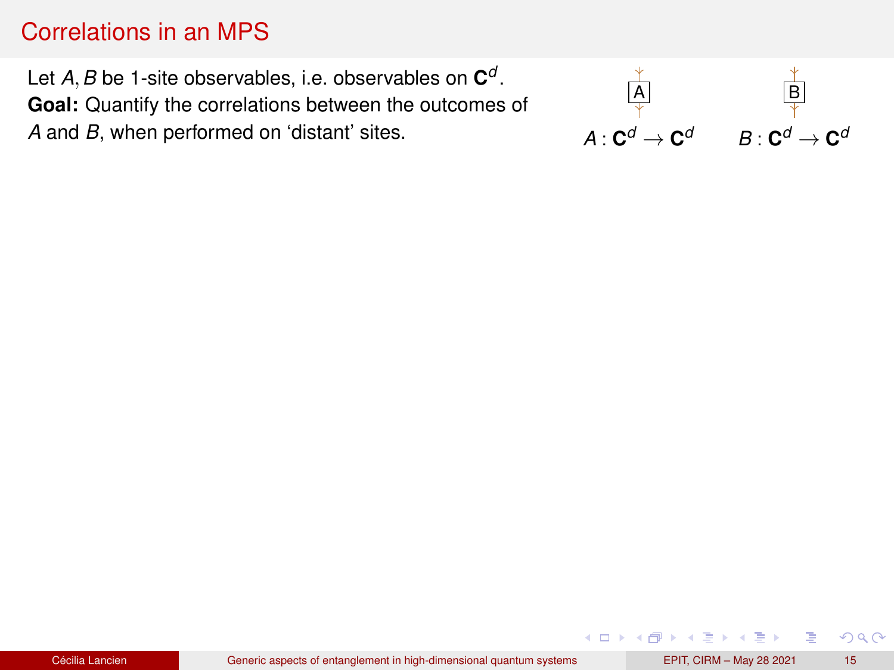# Correlations in an MPS

Let $A, B$ be 1-site observables, i.e. observables on $\mathbf{C}^d$.

**Goal:** Quantify the correlations between the outcomes of $A$ and $B$, when performed on 'distant' sites.

A  B

$A : \mathbf{C}^d \to \mathbf{C}^d$  $B : \mathbf{C}^d \to \mathbf{C}^d$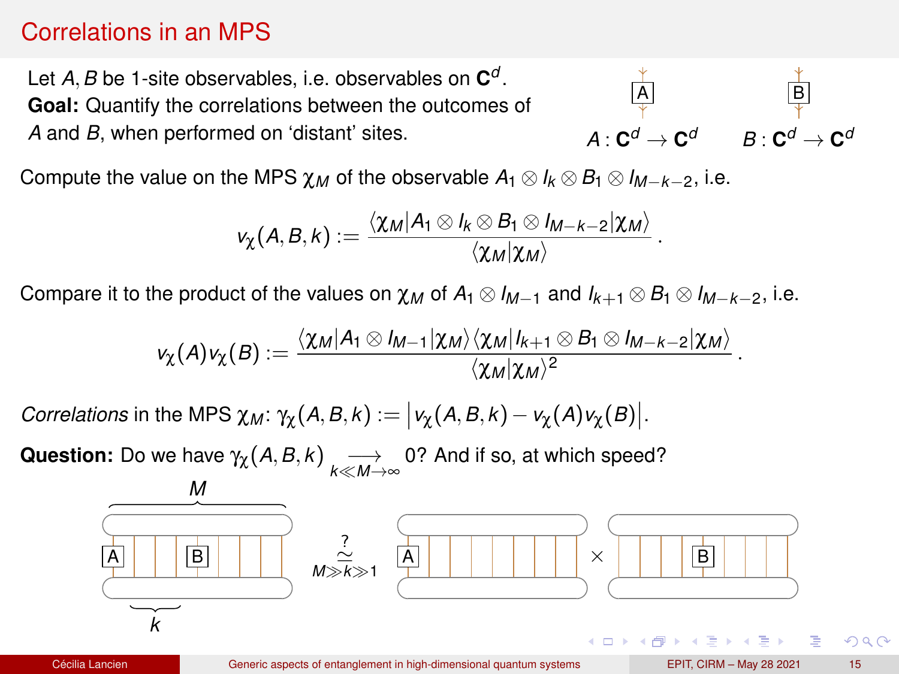# Correlations in an MPS

Let $A, B$ be 1-site observables, i.e. observables on $\mathbf{C}^d$.
**Goal:** Quantify the correlations between the outcomes of $A$ and $B$, when performed on 'distant' sites.

$A : \mathbf{C}^d \to \mathbf{C}^d$ $\quad$ $B : \mathbf{C}^d \to \mathbf{C}^d$

Compute the value on the MPS $\chi_M$ of the observable $A_1 \otimes I_k \otimes B_1 \otimes I_{M-k-2}$, i.e.

$$v_\chi(A,B,k) := \frac{\langle \chi_M | A_1 \otimes I_k \otimes B_1 \otimes I_{M-k-2} | \chi_M \rangle}{\langle \chi_M | \chi_M \rangle}.$$

Compare it to the product of the values on $\chi_M$ of $A_1 \otimes I_{M-1}$ and $I_{k+1} \otimes B_1 \otimes I_{M-k-2}$, i.e.

$$v_\chi(A) v_\chi(B) := \frac{\langle \chi_M | A_1 \otimes I_{M-1} | \chi_M \rangle \langle \chi_M | I_{k+1} \otimes B_1 \otimes I_{M-k-2} | \chi_M \rangle}{\langle \chi_M | \chi_M \rangle^2}.$$

*Correlations* in the MPS $\chi_M$: $\gamma_\chi(A,B,k) := \left| v_\chi(A,B,k) - v_\chi(A) v_\chi(B) \right|$.

**Question:** Do we have $\gamma_\chi(A,B,k) \underset{k \ll M \to \infty}{\longrightarrow} 0$? And if so, at which speed?

$M$ $\quad$ $k$ $\quad$ $\underset{M \gg k \gg 1}{\overset{?}{\simeq}}$ $\quad$ $\times$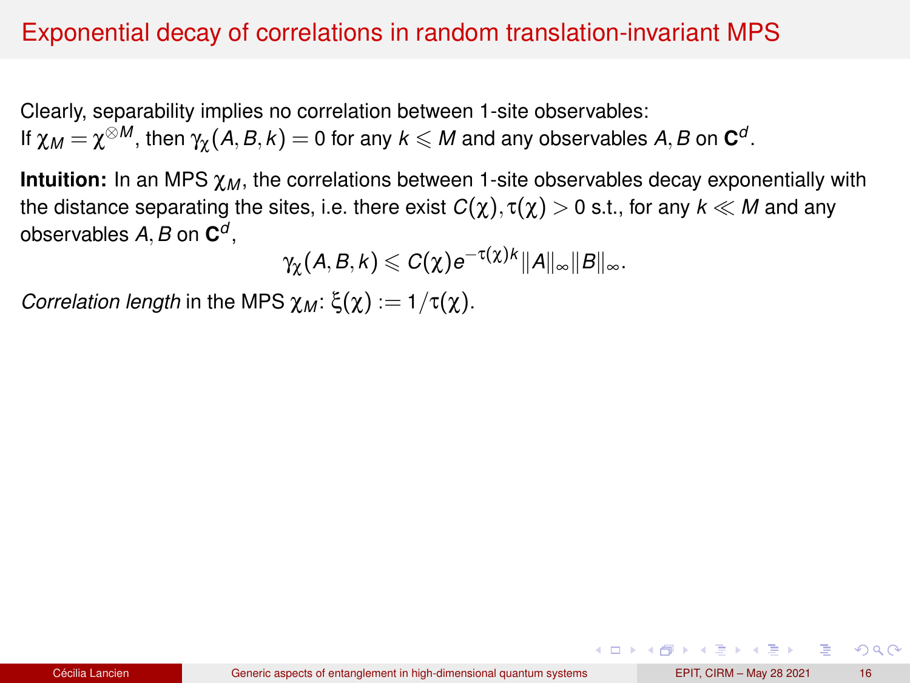# Exponential decay of correlations in random translation-invariant MPS

Clearly, separability implies no correlation between 1-site observables:
If $\chi_M = \chi^{\otimes M}$, then $\gamma_\chi(A, B, k) = 0$ for any $k \leqslant M$ and any observables $A, B$ on $\mathbf{C}^d$.

**Intuition:** In an MPS $\chi_M$, the correlations between 1-site observables decay exponentially with the distance separating the sites, i.e. there exist $C(\chi), \tau(\chi) > 0$ s.t., for any $k \ll M$ and any observables $A, B$ on $\mathbf{C}^d$,

$$\gamma_\chi(A, B, k) \leqslant C(\chi) e^{-\tau(\chi) k} \|A\|_\infty \|B\|_\infty.$$

*Correlation length* in the MPS $\chi_M$: $\xi(\chi) := 1/\tau(\chi)$.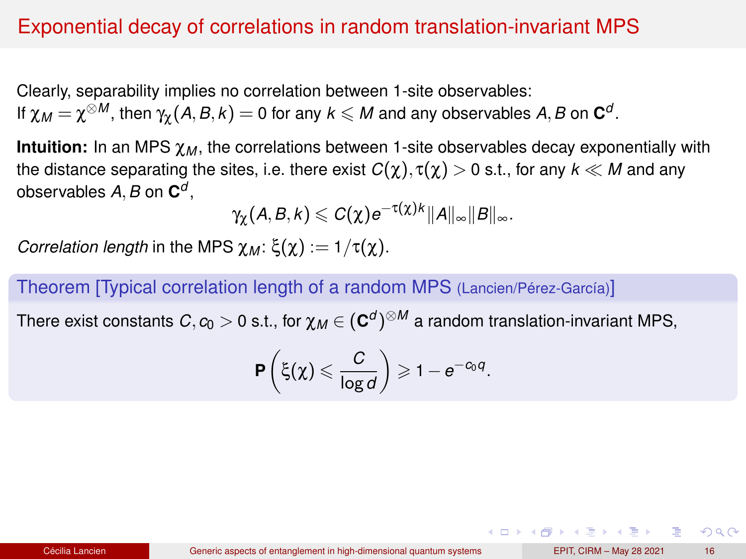# Exponential decay of correlations in random translation-invariant MPS

Clearly, separability implies no correlation between 1-site observables:
If $\chi_M = \chi^{\otimes M}$, then $\gamma_\chi(A, B, k) = 0$ for any $k \leqslant M$ and any observables $A, B$ on $\mathbf{C}^d$.

**Intuition:** In an MPS $\chi_M$, the correlations between 1-site observables decay exponentially with the distance separating the sites, i.e. there exist $C(\chi), \tau(\chi) > 0$ s.t., for any $k \ll M$ and any observables $A, B$ on $\mathbf{C}^d$,

$$\gamma_\chi(A, B, k) \leqslant C(\chi) e^{-\tau(\chi) k} \|A\|_\infty \|B\|_\infty.$$

*Correlation length* in the MPS $\chi_M$: $\xi(\chi) := 1/\tau(\chi)$.

### Theorem [Typical correlation length of a random MPS (Lancien/Pérez-García)]

There exist constants $C, c_0 > 0$ s.t., for $\chi_M \in (\mathbf{C}^d)^{\otimes M}$ a random translation-invariant MPS,

$$\mathbf{P}\left( \xi(\chi) \leqslant \frac{C}{\log d} \right) \geqslant 1 - e^{-c_0 q}.$$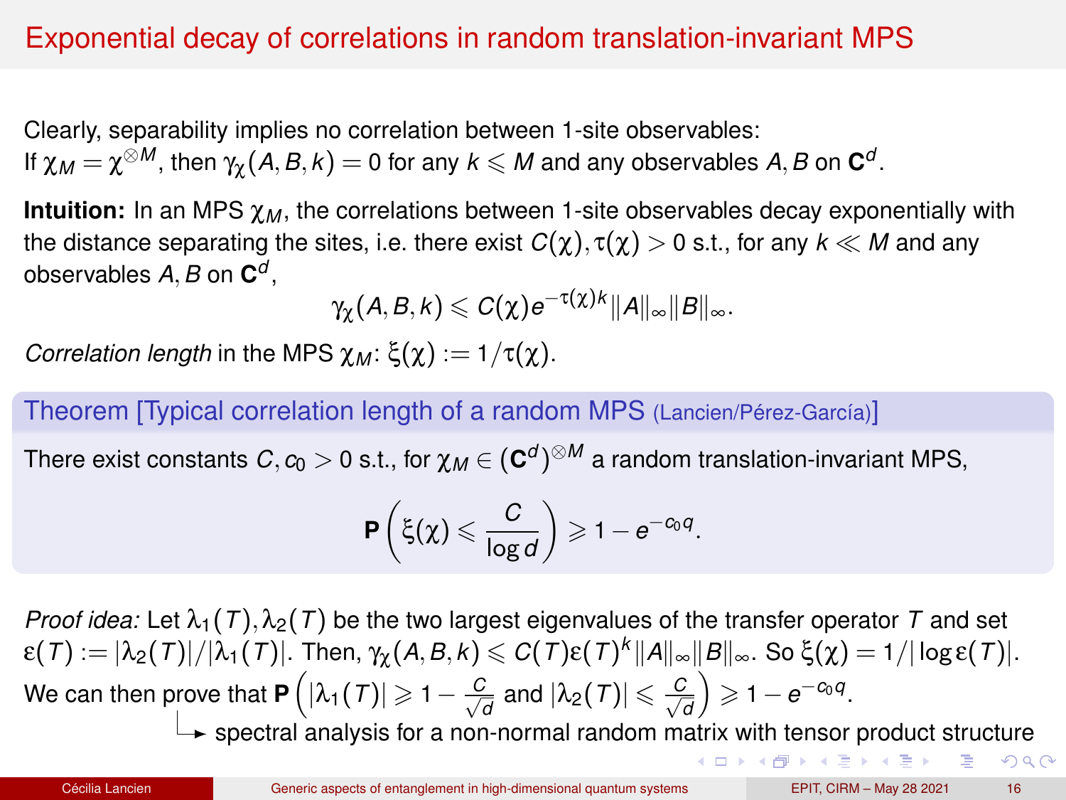# Exponential decay of correlations in random translation-invariant MPS

Clearly, separability implies no correlation between 1-site observables:
If $\chi_M = \chi^{\otimes M}$, then $\gamma_\chi(A, B, k) = 0$ for any $k \leqslant M$ and any observables $A, B$ on $\mathbf{C}^d$.

**Intuition:** In an MPS $\chi_M$, the correlations between 1-site observables decay exponentially with the distance separating the sites, i.e. there exist $C(\chi), \tau(\chi) > 0$ s.t., for any $k \ll M$ and any observables $A, B$ on $\mathbf{C}^d$,

$$\gamma_\chi(A, B, k) \leqslant C(\chi) e^{-\tau(\chi) k} \|A\|_\infty \|B\|_\infty.$$

*Correlation length* in the MPS $\chi_M$: $\xi(\chi) := 1/\tau(\chi)$.

**Theorem [Typical correlation length of a random MPS (Lancien/Pérez-García)]**

There exist constants $C, c_0 > 0$ s.t., for $\chi_M \in (\mathbf{C}^d)^{\otimes M}$ a random translation-invariant MPS,

$$\mathbf{P}\left( \xi(\chi) \leqslant \frac{C}{\log d} \right) \geqslant 1 - e^{-c_0 q}.$$

*Proof idea:* Let $\lambda_1(T), \lambda_2(T)$ be the two largest eigenvalues of the transfer operator $T$ and set $\varepsilon(T) := |\lambda_2(T)|/|\lambda_1(T)|$. Then, $\gamma_\chi(A, B, k) \leqslant C(T)\varepsilon(T)^k \|A\|_\infty \|B\|_\infty$. So $\xi(\chi) = 1/|\log \varepsilon(T)|$.
We can then prove that $\mathbf{P}\left( |\lambda_1(T)| \geqslant 1 - \frac{C}{\sqrt{d}} \text{ and } |\lambda_2(T)| \leqslant \frac{C}{\sqrt{d}} \right) \geqslant 1 - e^{-c_0 q}$.

↳ spectral analysis for a non-normal random matrix with tensor product structure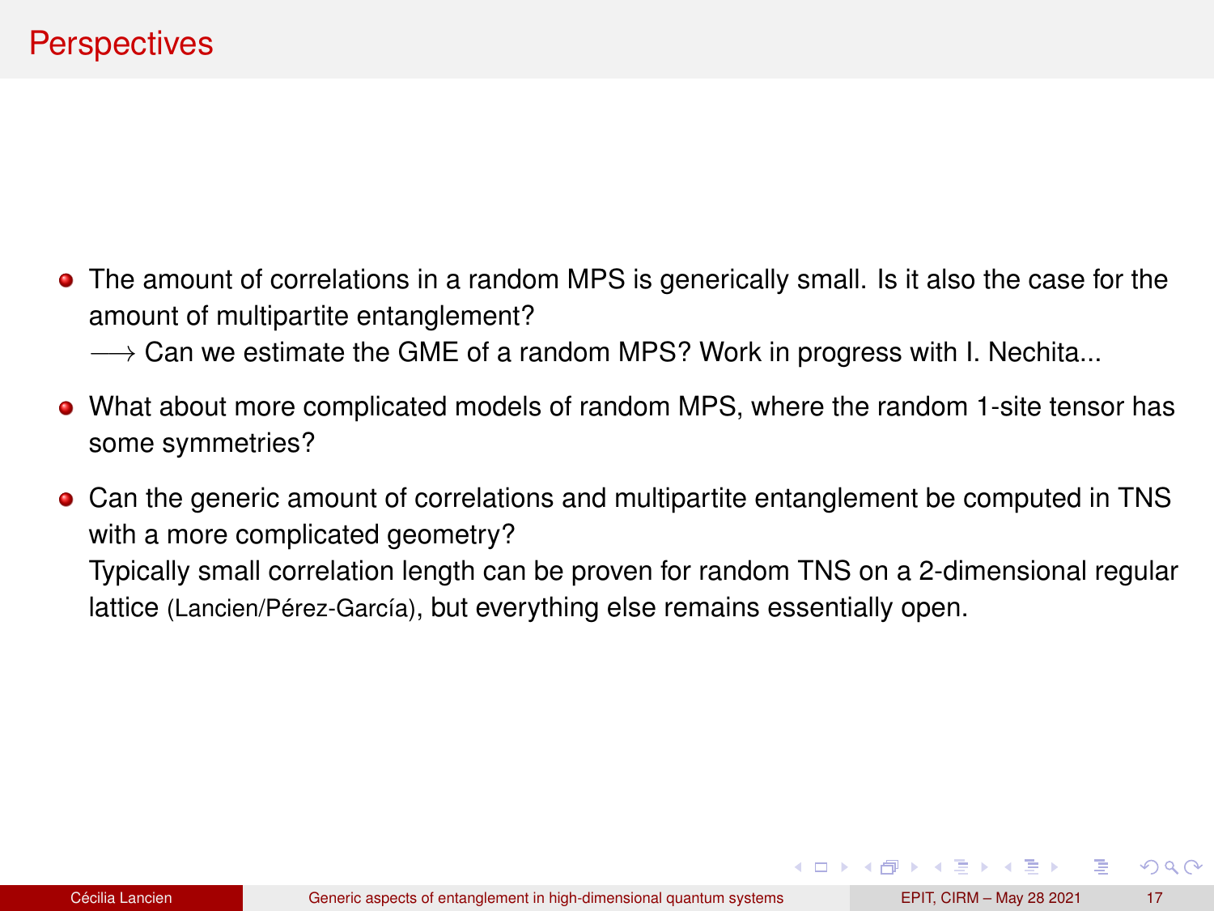# Perspectives

- The amount of correlations in a random MPS is generically small. Is it also the case for the amount of multipartite entanglement?
  $\longrightarrow$ Can we estimate the GME of a random MPS? Work in progress with I. Nechita...

- What about more complicated models of random MPS, where the random 1-site tensor has some symmetries?

- Can the generic amount of correlations and multipartite entanglement be computed in TNS with a more complicated geometry?
  Typically small correlation length can be proven for random TNS on a 2-dimensional regular lattice (Lancien/Pérez-García), but everything else remains essentially open.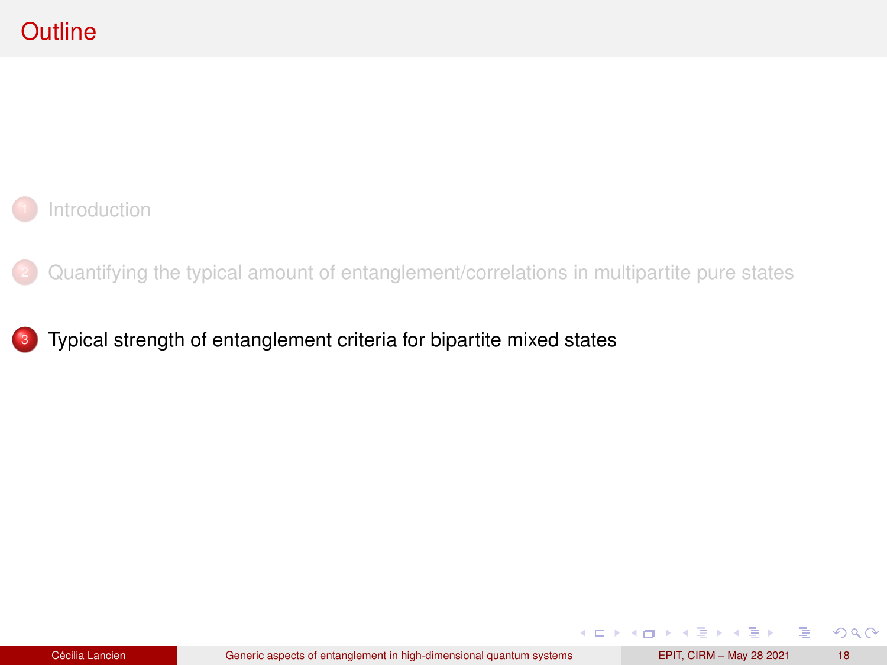# Outline

1. Introduction

2. Quantifying the typical amount of entanglement/correlations in multipartite pure states

3. Typical strength of entanglement criteria for bipartite mixed states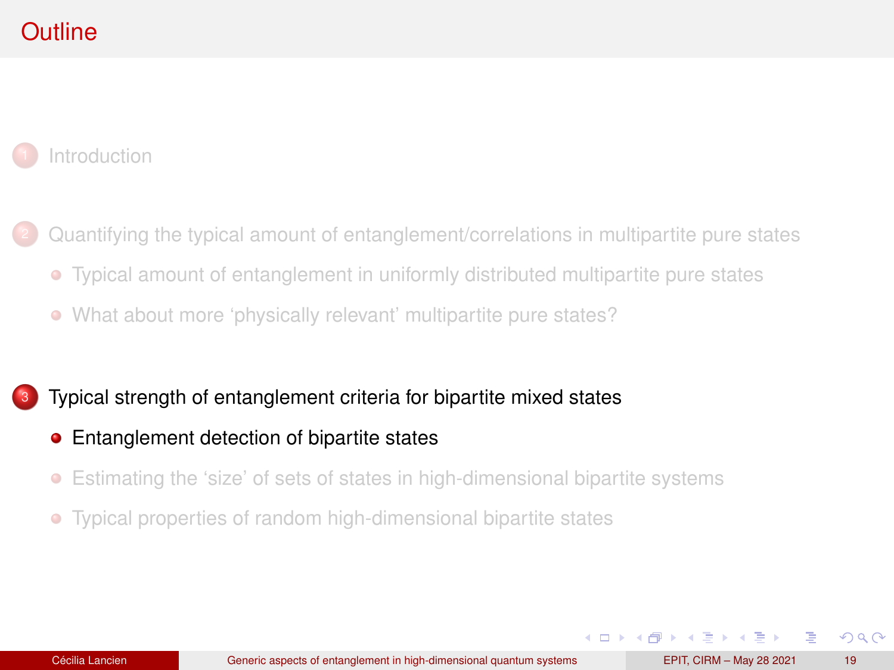# Outline

1. Introduction

2. Quantifying the typical amount of entanglement/correlations in multipartite pure states
   - Typical amount of entanglement in uniformly distributed multipartite pure states
   - What about more ‘physically relevant’ multipartite pure states?

3. Typical strength of entanglement criteria for bipartite mixed states
   - Entanglement detection of bipartite states
   - Estimating the ‘size’ of sets of states in high-dimensional bipartite systems
   - Typical properties of random high-dimensional bipartite states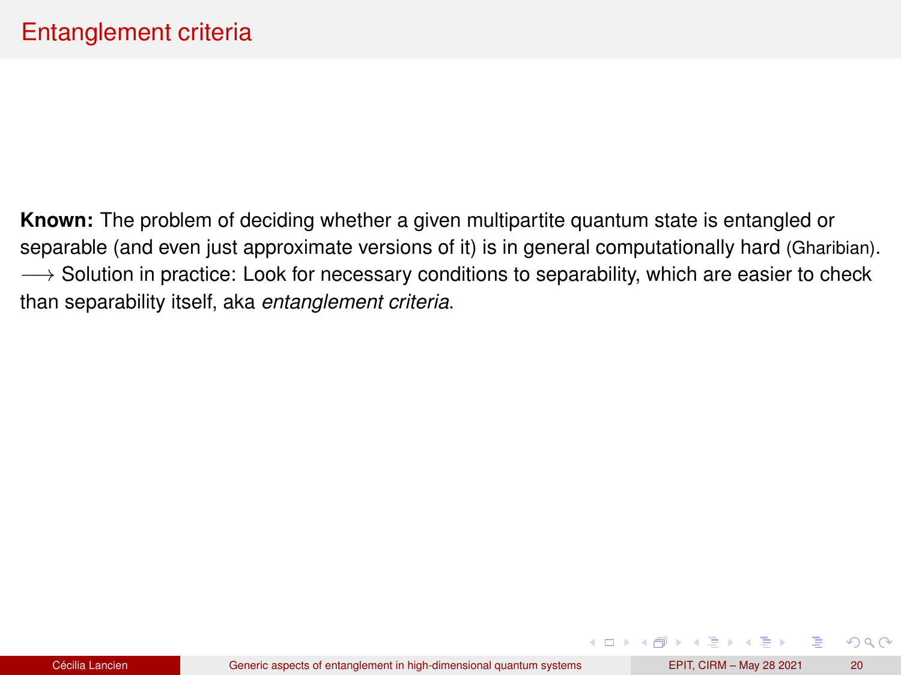## Entanglement criteria

**Known:** The problem of deciding whether a given multipartite quantum state is entangled or separable (and even just approximate versions of it) is in general computationally hard (Gharibian).
$\longrightarrow$ Solution in practice: Look for necessary conditions to separability, which are easier to check than separability itself, aka *entanglement criteria*.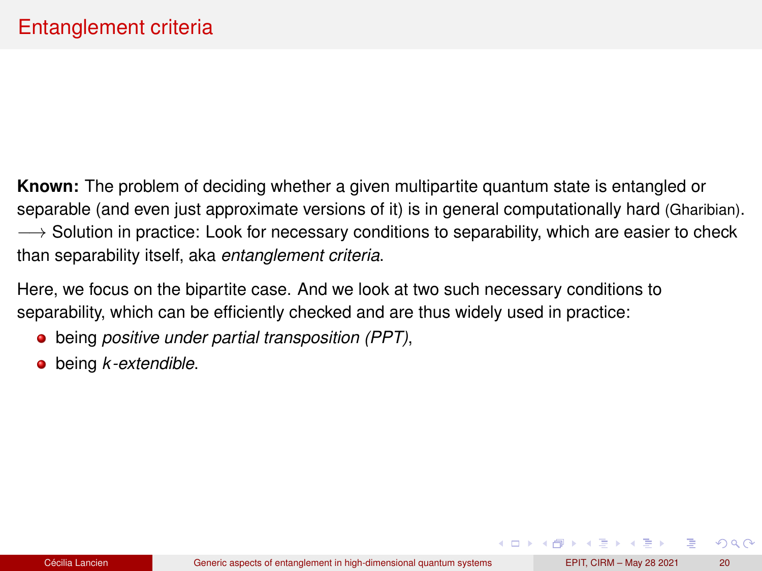# Entanglement criteria

**Known:** The problem of deciding whether a given multipartite quantum state is entangled or separable (and even just approximate versions of it) is in general computationally hard (Gharibian).
$\longrightarrow$ Solution in practice: Look for necessary conditions to separability, which are easier to check than separability itself, aka *entanglement criteria*.

Here, we focus on the bipartite case. And we look at two such necessary conditions to separability, which can be efficiently checked and are thus widely used in practice:

- being *positive under partial transposition (PPT)*,
- being *$k$-extendible*.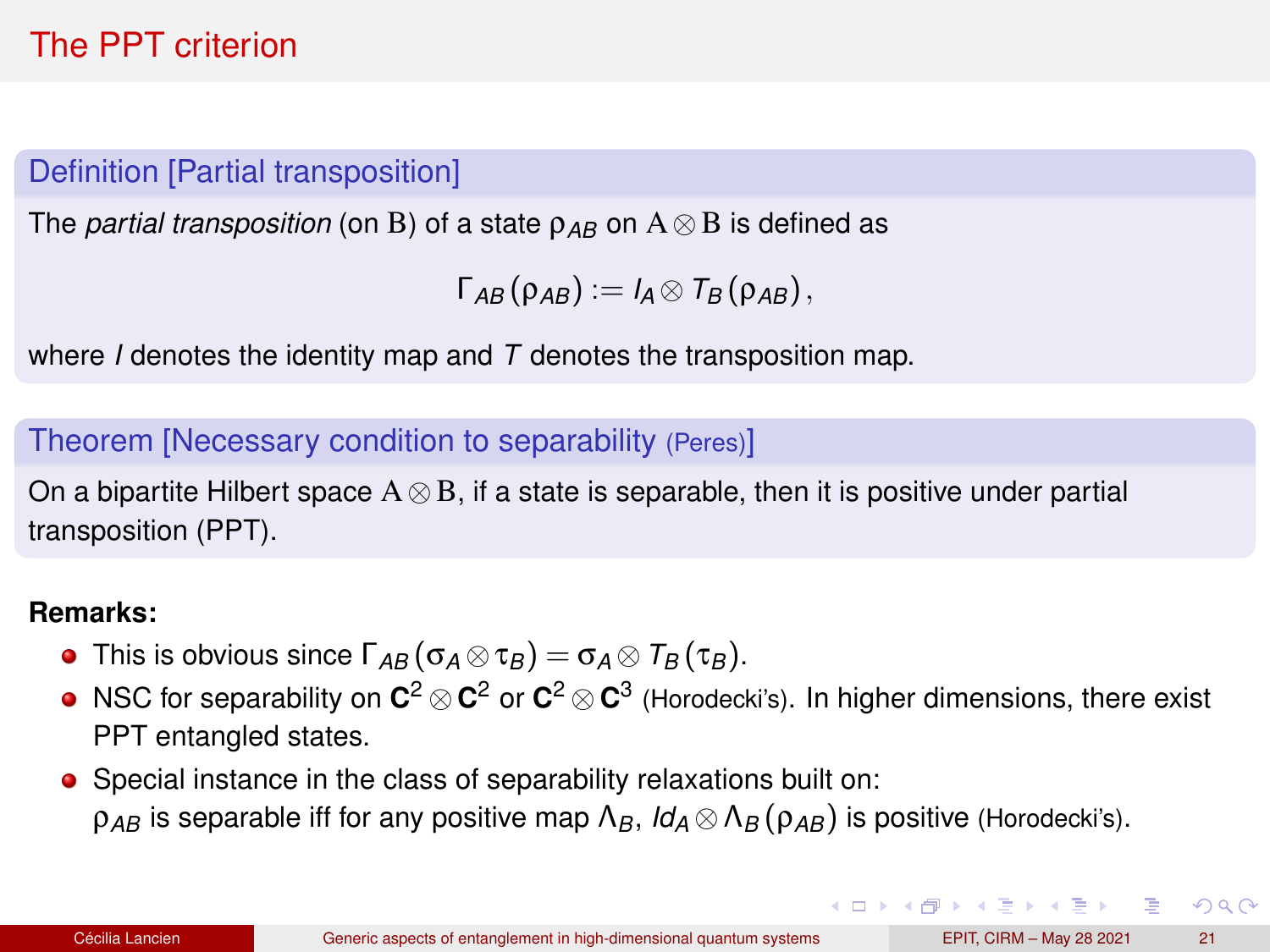# The PPT criterion

### Definition [Partial transposition]

The *partial transposition* (on $\mathrm{B}$) of a state $\rho_{AB}$ on $\mathrm{A} \otimes \mathrm{B}$ is defined as

$$\Gamma_{AB}(\rho_{AB}) := I_A \otimes T_B(\rho_{AB}),$$

where $I$ denotes the identity map and $T$ denotes the transposition map.

### Theorem [Necessary condition to separability (Peres)]

On a bipartite Hilbert space $\mathrm{A} \otimes \mathrm{B}$, if a state is separable, then it is positive under partial transposition (PPT).

**Remarks:**

- This is obvious since $\Gamma_{AB}(\sigma_A \otimes \tau_B) = \sigma_A \otimes T_B(\tau_B)$.
- NSC for separability on $\mathbf{C}^2 \otimes \mathbf{C}^2$ or $\mathbf{C}^2 \otimes \mathbf{C}^3$ (Horodecki's). In higher dimensions, there exist PPT entangled states.
- Special instance in the class of separability relaxations built on: $\rho_{AB}$ is separable iff for any positive map $\Lambda_B$, $Id_A \otimes \Lambda_B(\rho_{AB})$ is positive (Horodecki's).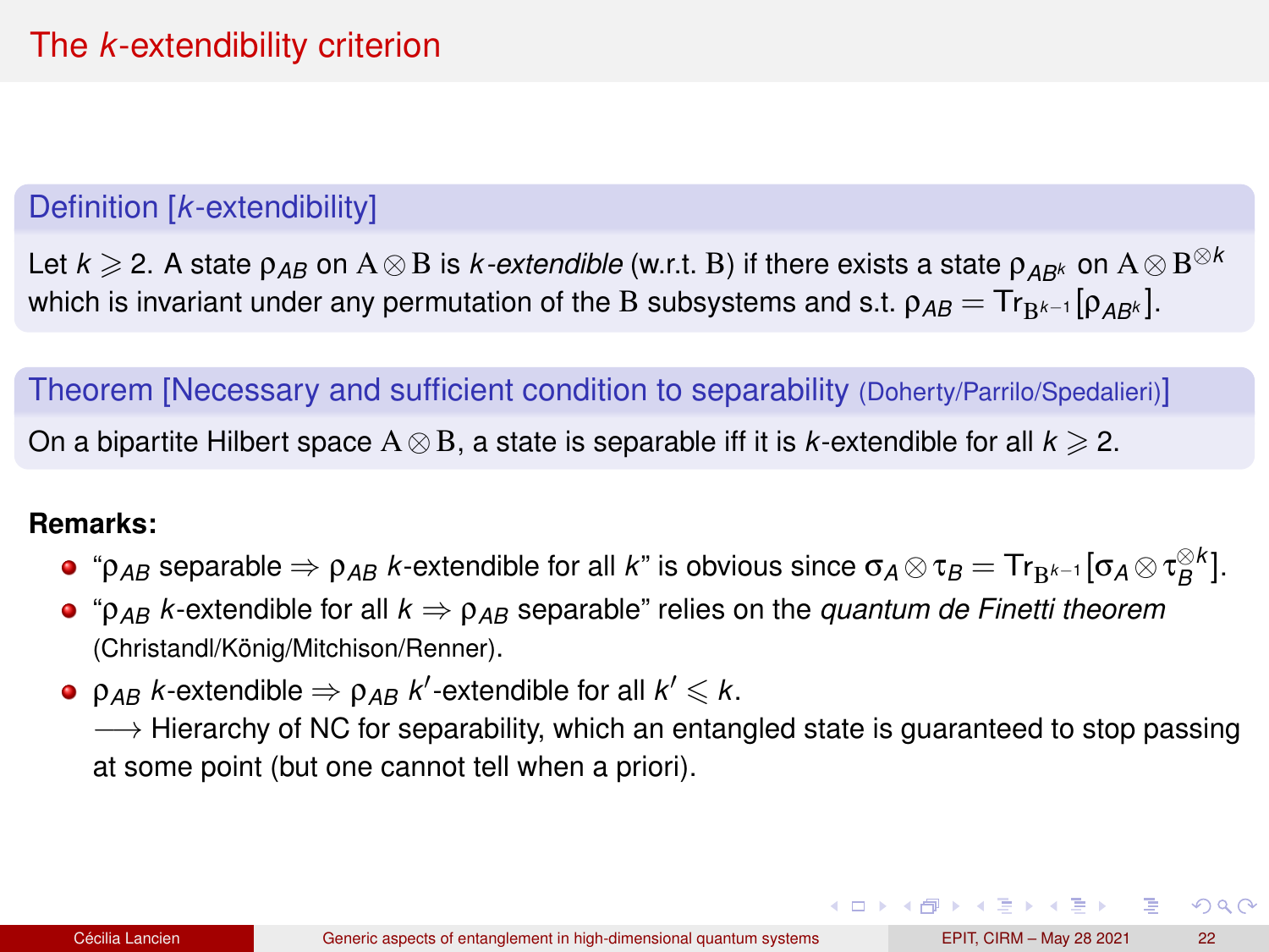# The $k$-extendibility criterion

**Definition [$k$-extendibility]**

Let $k \geqslant 2$. A state $\rho_{AB}$ on $\mathrm{A}\otimes\mathrm{B}$ is *$k$-extendible* (w.r.t. $\mathrm{B}$) if there exists a state $\rho_{AB^k}$ on $\mathrm{A}\otimes\mathrm{B}^{\otimes k}$ which is invariant under any permutation of the $\mathrm{B}$ subsystems and s.t. $\rho_{AB} = \mathrm{Tr}_{\mathrm{B}^{k-1}}[\rho_{AB^k}]$.

**Theorem [Necessary and sufficient condition to separability (Doherty/Parrilo/Spedalieri)]**

On a bipartite Hilbert space $\mathrm{A}\otimes\mathrm{B}$, a state is separable iff it is $k$-extendible for all $k \geqslant 2$.

**Remarks:**

- "$\rho_{AB}$ separable $\Rightarrow$ $\rho_{AB}$ $k$-extendible for all $k$" is obvious since $\sigma_A\otimes\tau_B = \mathrm{Tr}_{\mathrm{B}^{k-1}}[\sigma_A\otimes\tau_B^{\otimes k}]$.
- "$\rho_{AB}$ $k$-extendible for all $k$ $\Rightarrow$ $\rho_{AB}$ separable" relies on the *quantum de Finetti theorem* (Christandl/König/Mitchison/Renner).
- $\rho_{AB}$ $k$-extendible $\Rightarrow$ $\rho_{AB}$ $k'$-extendible for all $k' \leqslant k$.
  $\longrightarrow$ Hierarchy of NC for separability, which an entangled state is guaranteed to stop passing at some point (but one cannot tell when a priori).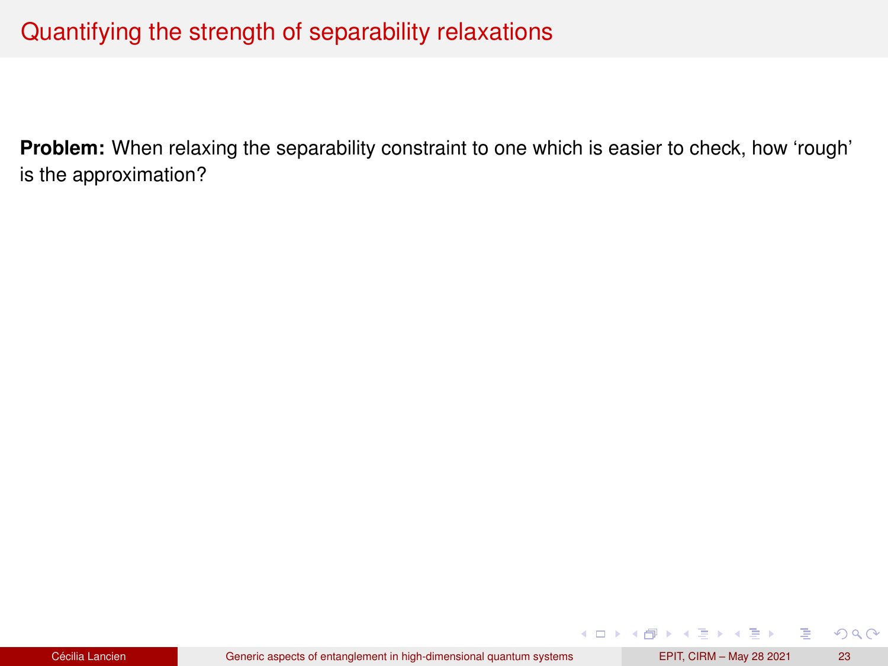# Quantifying the strength of separability relaxations

**Problem:** When relaxing the separability constraint to one which is easier to check, how 'rough' is the approximation?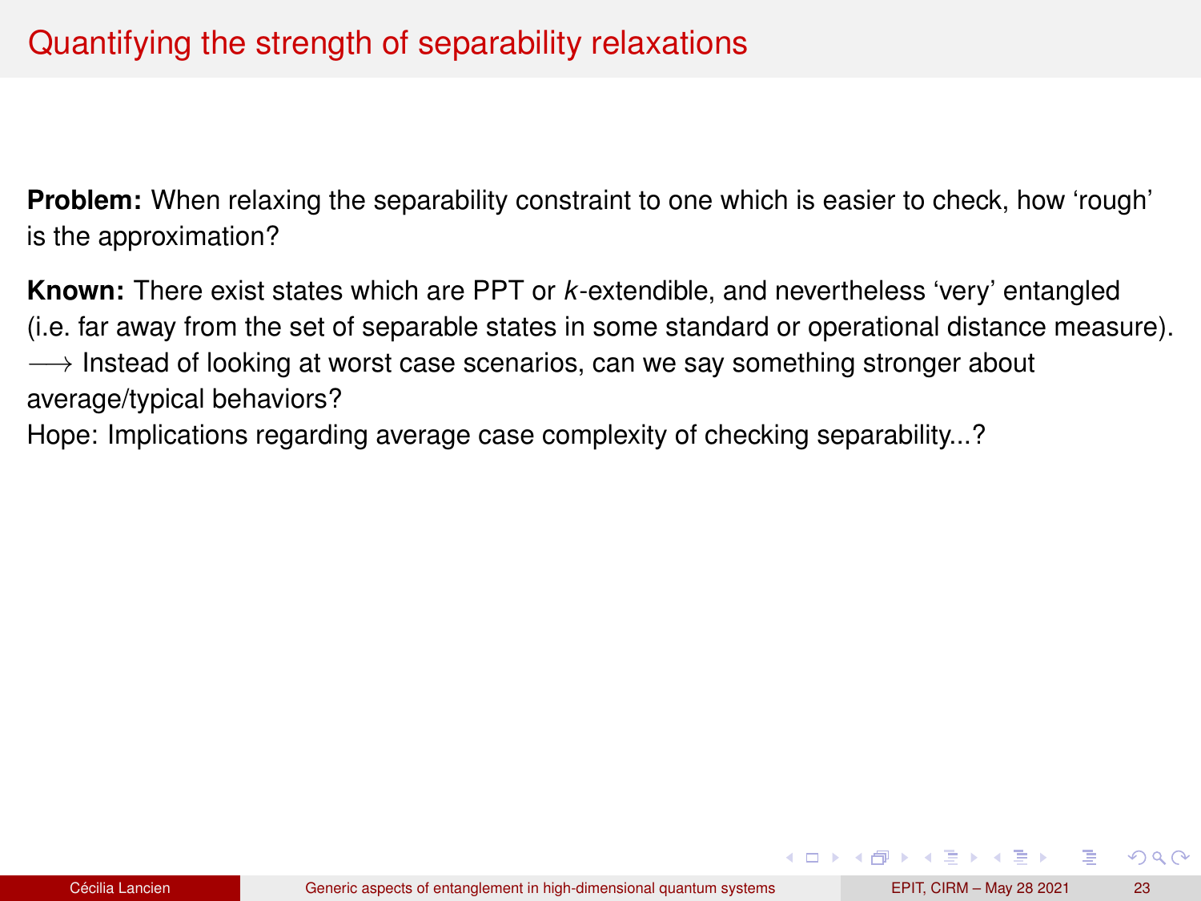# Quantifying the strength of separability relaxations

**Problem:** When relaxing the separability constraint to one which is easier to check, how 'rough' is the approximation?

**Known:** There exist states which are PPT or $k$-extendible, and nevertheless 'very' entangled (i.e. far away from the set of separable states in some standard or operational distance measure).
$\longrightarrow$ Instead of looking at worst case scenarios, can we say something stronger about average/typical behaviors?
Hope: Implications regarding average case complexity of checking separability...?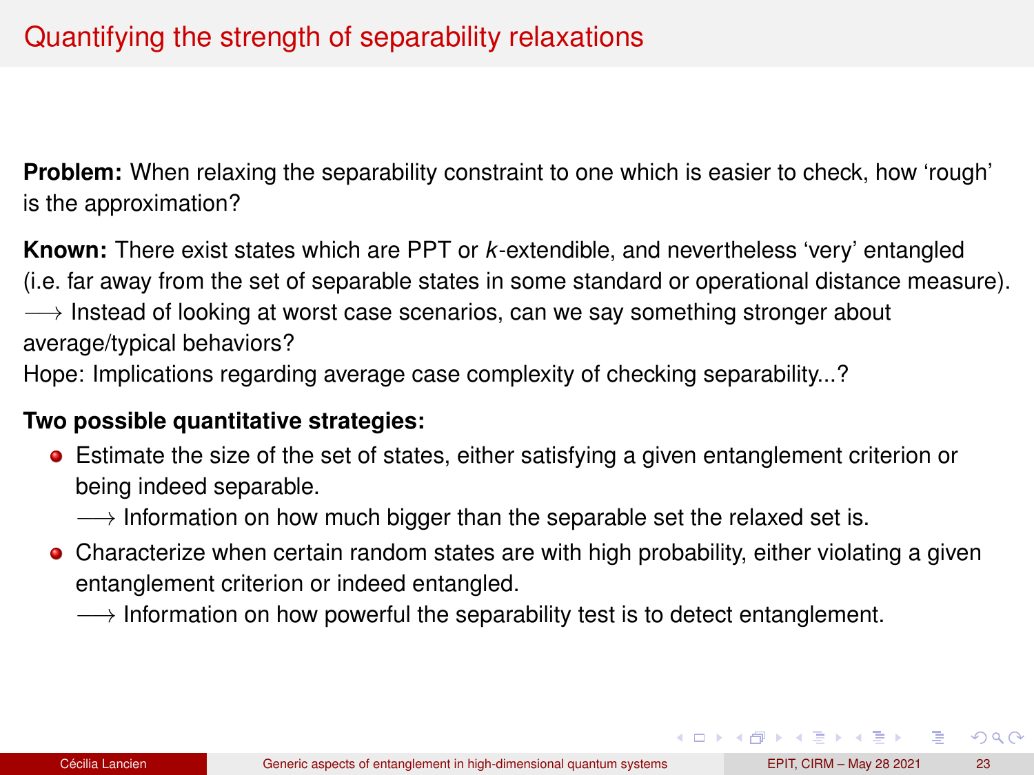# Quantifying the strength of separability relaxations

**Problem:** When relaxing the separability constraint to one which is easier to check, how 'rough' is the approximation?

**Known:** There exist states which are PPT or $k$-extendible, and nevertheless 'very' entangled (i.e. far away from the set of separable states in some standard or operational distance measure).
$\longrightarrow$ Instead of looking at worst case scenarios, can we say something stronger about average/typical behaviors?
Hope: Implications regarding average case complexity of checking separability...?

**Two possible quantitative strategies:**

- Estimate the size of the set of states, either satisfying a given entanglement criterion or being indeed separable.
  $\longrightarrow$ Information on how much bigger than the separable set the relaxed set is.
- Characterize when certain random states are with high probability, either violating a given entanglement criterion or indeed entangled.
  $\longrightarrow$ Information on how powerful the separability test is to detect entanglement.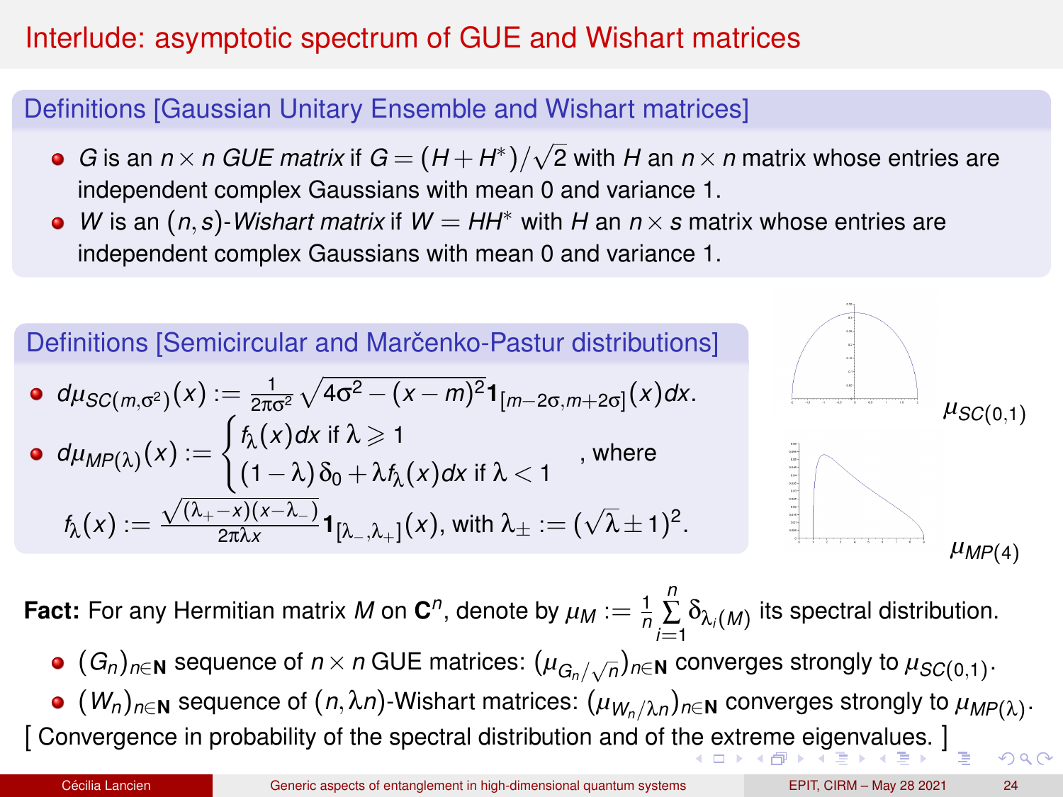# Interlude: asymptotic spectrum of GUE and Wishart matrices

## Definitions [Gaussian Unitary Ensemble and Wishart matrices]

- $G$ is an $n \times n$ *GUE matrix* if $G = (H + H^*)/\sqrt{2}$ with $H$ an $n \times n$ matrix whose entries are independent complex Gaussians with mean 0 and variance 1.
- $W$ is an $(n,s)$-*Wishart matrix* if $W = HH^*$ with $H$ an $n \times s$ matrix whose entries are independent complex Gaussians with mean 0 and variance 1.

## Definitions [Semicircular and Marčenko-Pastur distributions]

- $d\mu_{SC(m,\sigma^2)}(x) := \frac{1}{2\pi\sigma^2}\sqrt{4\sigma^2 - (x-m)^2}\,\mathbf{1}_{[m-2\sigma, m+2\sigma]}(x)dx$.
- $d\mu_{MP(\lambda)}(x) := \begin{cases} f_\lambda(x)dx \text{ if } \lambda \geqslant 1 \\ (1-\lambda)\,\delta_0 + \lambda f_\lambda(x)dx \text{ if } \lambda < 1 \end{cases}$, where

  $f_\lambda(x) := \frac{\sqrt{(\lambda_+ - x)(x-\lambda_-)}}{2\pi\lambda x}\mathbf{1}_{[\lambda_-,\lambda_+]}(x)$, with $\lambda_\pm := (\sqrt{\lambda}\pm 1)^2$.

$\mu_{SC(0,1)}$

$\mu_{MP(4)}$

**Fact:** For any Hermitian matrix $M$ on $\mathbf{C}^n$, denote by $\mu_M := \frac{1}{n}\sum_{i=1}^{n}\delta_{\lambda_i(M)}$ its spectral distribution.

- $(G_n)_{n\in\mathbf{N}}$ sequence of $n \times n$ GUE matrices: $(\mu_{G_n/\sqrt{n}})_{n\in\mathbf{N}}$ converges strongly to $\mu_{SC(0,1)}$.
- $(W_n)_{n\in\mathbf{N}}$ sequence of $(n,\lambda n)$-Wishart matrices: $(\mu_{W_n/\lambda n})_{n\in\mathbf{N}}$ converges strongly to $\mu_{MP(\lambda)}$.

[ Convergence in probability of the spectral distribution and of the extreme eigenvalues. ]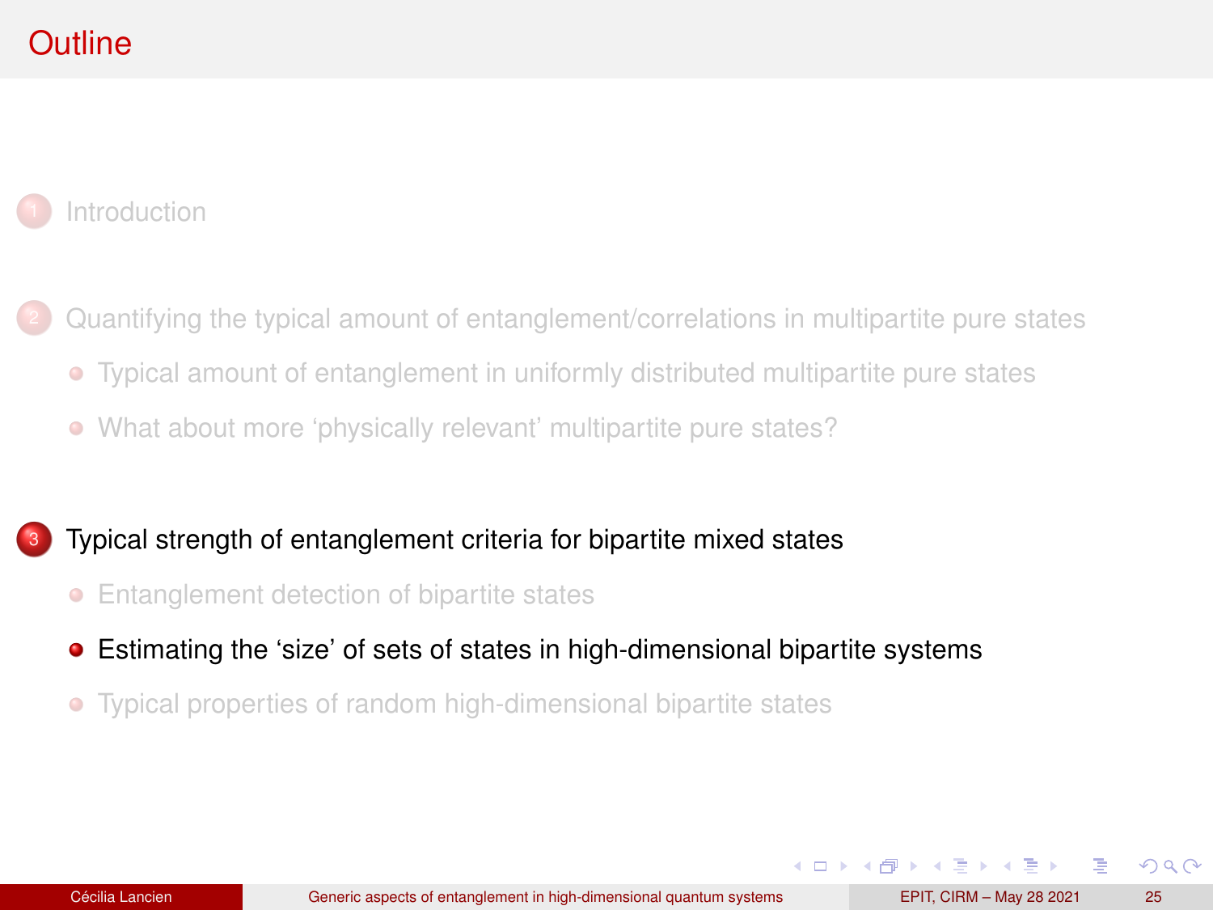# Outline

1. Introduction

2. Quantifying the typical amount of entanglement/correlations in multipartite pure states
   - Typical amount of entanglement in uniformly distributed multipartite pure states
   - What about more 'physically relevant' multipartite pure states?

3. Typical strength of entanglement criteria for bipartite mixed states
   - Entanglement detection of bipartite states
   - Estimating the 'size' of sets of states in high-dimensional bipartite systems
   - Typical properties of random high-dimensional bipartite states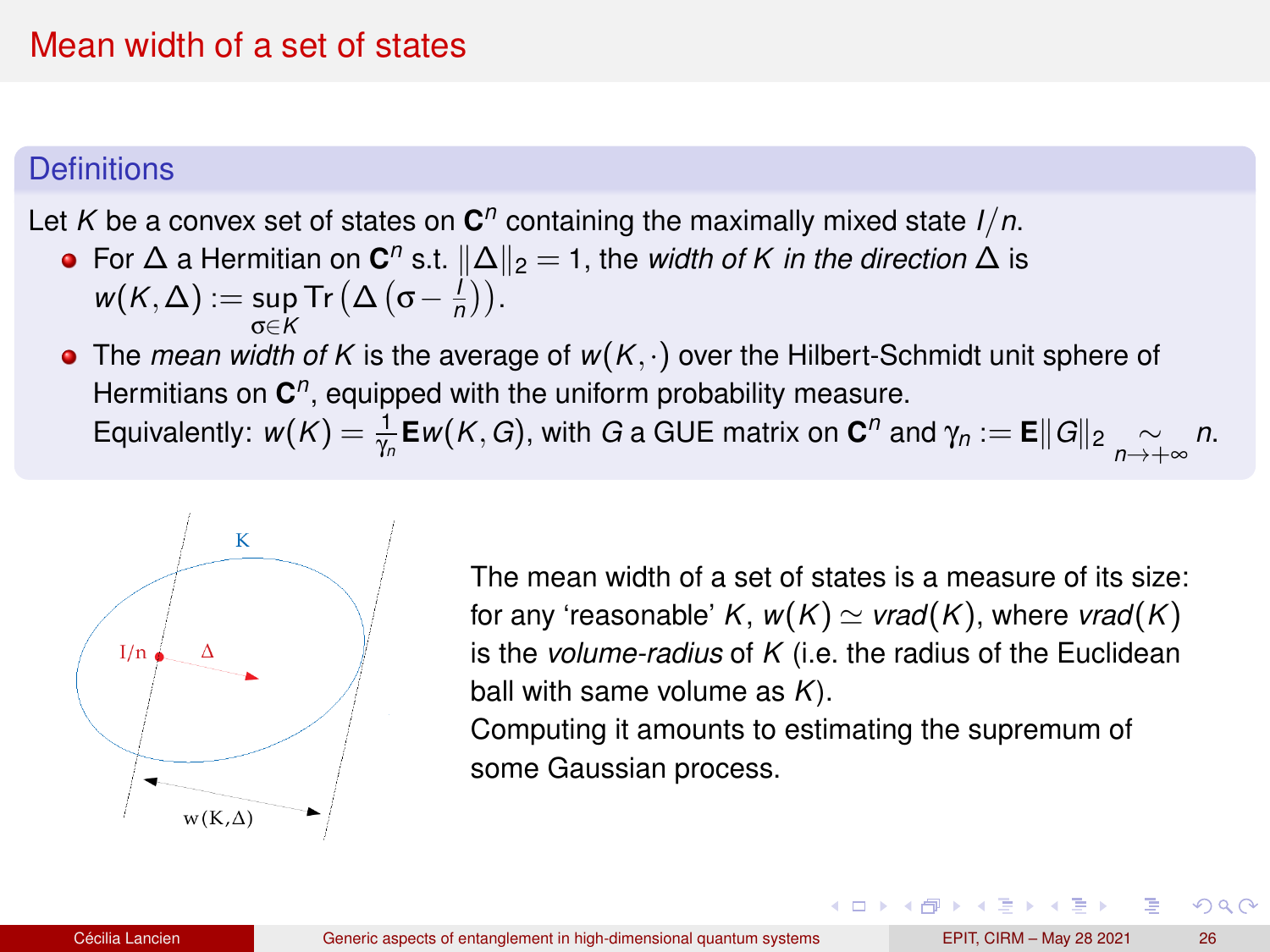# Mean width of a set of states

## Definitions

Let $K$ be a convex set of states on $\mathbf{C}^n$ containing the maximally mixed state $I/n$.

- For $\Delta$ a Hermitian on $\mathbf{C}^n$ s.t. $\|\Delta\|_2 = 1$, the *width of $K$ in the direction $\Delta$* is $w(K,\Delta) := \sup_{\sigma \in K} \mathrm{Tr}\left(\Delta\left(\sigma - \frac{I}{n}\right)\right)$.
- The *mean width of $K$* is the average of $w(K,\cdot)$ over the Hilbert-Schmidt unit sphere of Hermitians on $\mathbf{C}^n$, equipped with the uniform probability measure.
  Equivalently: $w(K) = \frac{1}{\gamma_n}\mathbf{E}w(K,G)$, with $G$ a GUE matrix on $\mathbf{C}^n$ and $\gamma_n := \mathbf{E}\|G\|_2 \underset{n\to+\infty}{\sim} n$.

The mean width of a set of states is a measure of its size: for any 'reasonable' $K$, $w(K) \simeq vrad(K)$, where $vrad(K)$ is the *volume-radius* of $K$ (i.e. the radius of the Euclidean ball with same volume as $K$).
Computing it amounts to estimating the supremum of some Gaussian process.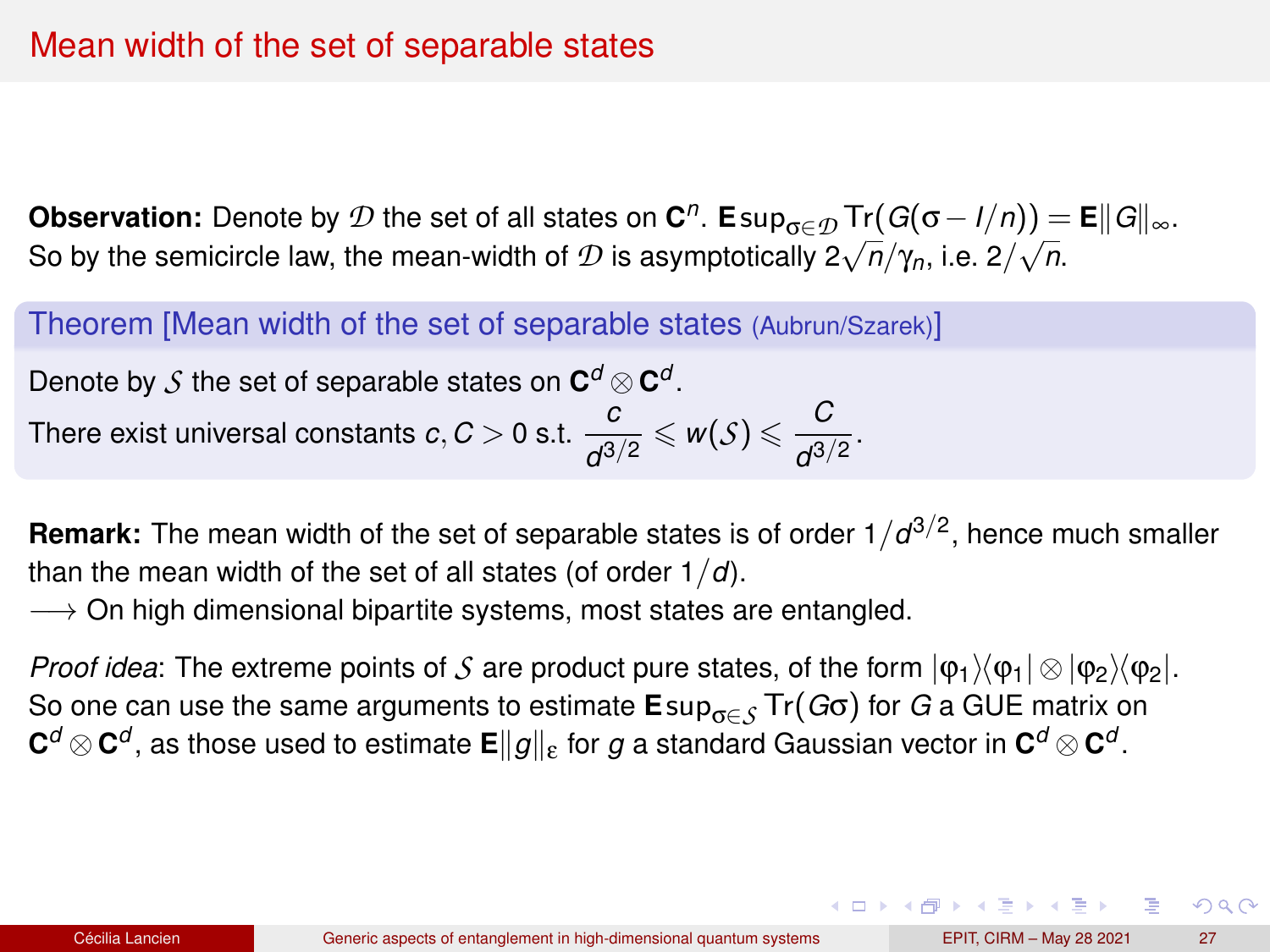# Mean width of the set of separable states

**Observation:** Denote by $\mathcal{D}$ the set of all states on $\mathbf{C}^n$. $\mathbf{E}\sup_{\sigma\in\mathcal{D}} \mathrm{Tr}(G(\sigma - I/n)) = \mathbf{E}\|G\|_\infty$. So by the semicircle law, the mean-width of $\mathcal{D}$ is asymptotically $2\sqrt{n}/\gamma_n$, i.e. $2/\sqrt{n}$.

**Theorem [Mean width of the set of separable states** (Aubrun/Szarek)**]**

Denote by $\mathcal{S}$ the set of separable states on $\mathbf{C}^d \otimes \mathbf{C}^d$.

There exist universal constants $c, C > 0$ s.t. $\dfrac{c}{d^{3/2}} \leqslant w(\mathcal{S}) \leqslant \dfrac{C}{d^{3/2}}$.

**Remark:** The mean width of the set of separable states is of order $1/d^{3/2}$, hence much smaller than the mean width of the set of all states (of order $1/d$).

$\longrightarrow$ On high dimensional bipartite systems, most states are entangled.

*Proof idea*: The extreme points of $\mathcal{S}$ are product pure states, of the form $|\varphi_1\rangle\langle\varphi_1| \otimes |\varphi_2\rangle\langle\varphi_2|$. So one can use the same arguments to estimate $\mathbf{E}\sup_{\sigma\in\mathcal{S}} \mathrm{Tr}(G\sigma)$ for $G$ a GUE matrix on $\mathbf{C}^d \otimes \mathbf{C}^d$, as those used to estimate $\mathbf{E}\|g\|_\varepsilon$ for $g$ a standard Gaussian vector in $\mathbf{C}^d \otimes \mathbf{C}^d$.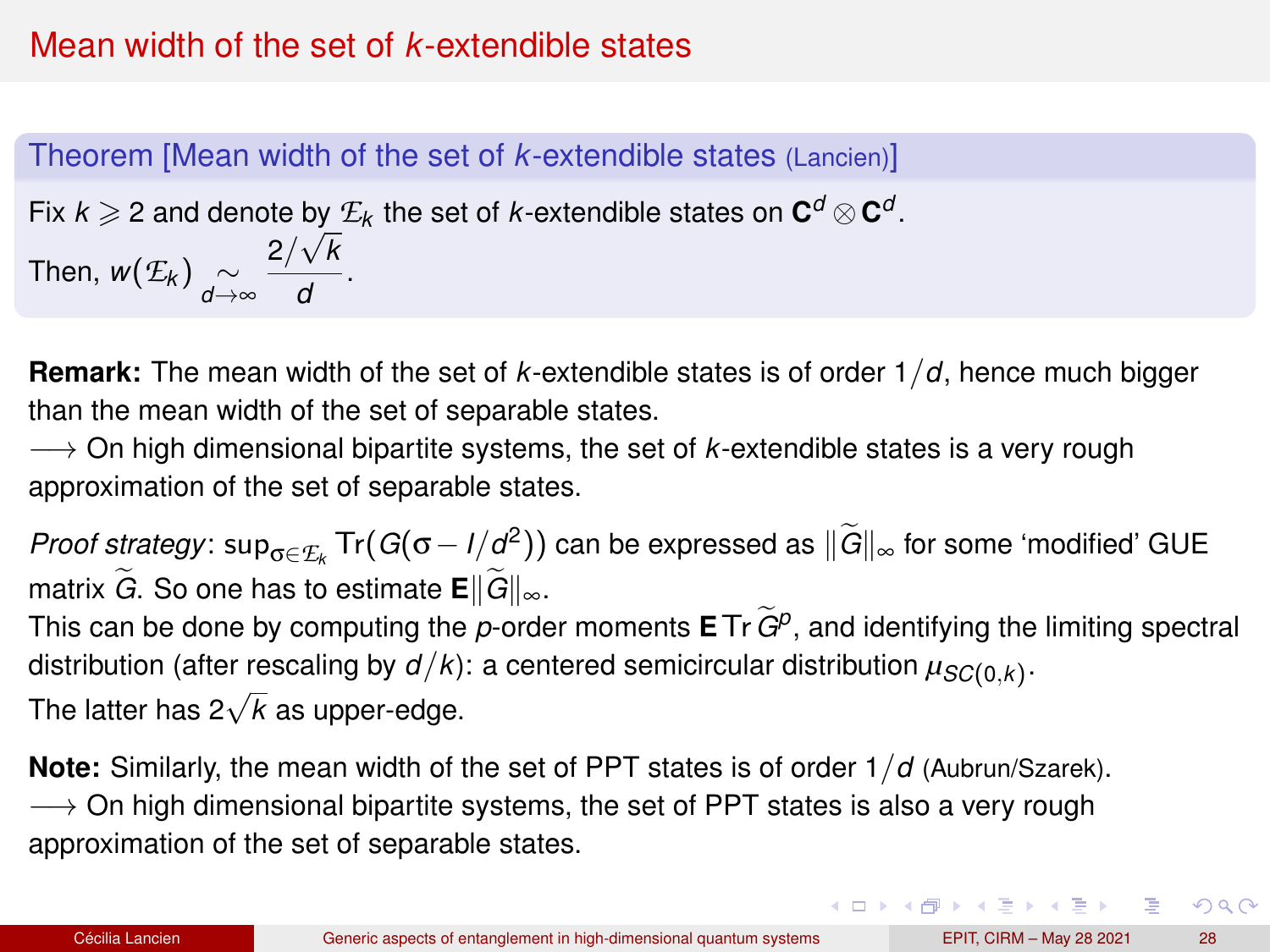# Mean width of the set of $k$-extendible states

**Theorem [Mean width of the set of $k$-extendible states (Lancien)]**

Fix $k \geqslant 2$ and denote by $\mathcal{E}_k$ the set of $k$-extendible states on $\mathbf{C}^d \otimes \mathbf{C}^d$.

Then, $w(\mathcal{E}_k) \underset{d\to\infty}{\sim} \dfrac{2/\sqrt{k}}{d}$.

**Remark:** The mean width of the set of $k$-extendible states is of order $1/d$, hence much bigger than the mean width of the set of separable states.

$\longrightarrow$ On high dimensional bipartite systems, the set of $k$-extendible states is a very rough approximation of the set of separable states.

*Proof strategy*: $\sup_{\sigma\in\mathcal{E}_k} \mathrm{Tr}(G(\sigma - I/d^2))$ can be expressed as $\|\widetilde{G}\|_\infty$ for some 'modified' GUE matrix $\widetilde{G}$. So one has to estimate $\mathbf{E}\|\widetilde{G}\|_\infty$.

This can be done by computing the $p$-order moments $\mathbf{E}\,\mathrm{Tr}\,\widetilde{G}^p$, and identifying the limiting spectral distribution (after rescaling by $d/k$): a centered semicircular distribution $\mu_{SC(0,k)}$.

The latter has $2\sqrt{k}$ as upper-edge.

**Note:** Similarly, the mean width of the set of PPT states is of order $1/d$ (Aubrun/Szarek).

$\longrightarrow$ On high dimensional bipartite systems, the set of PPT states is also a very rough approximation of the set of separable states.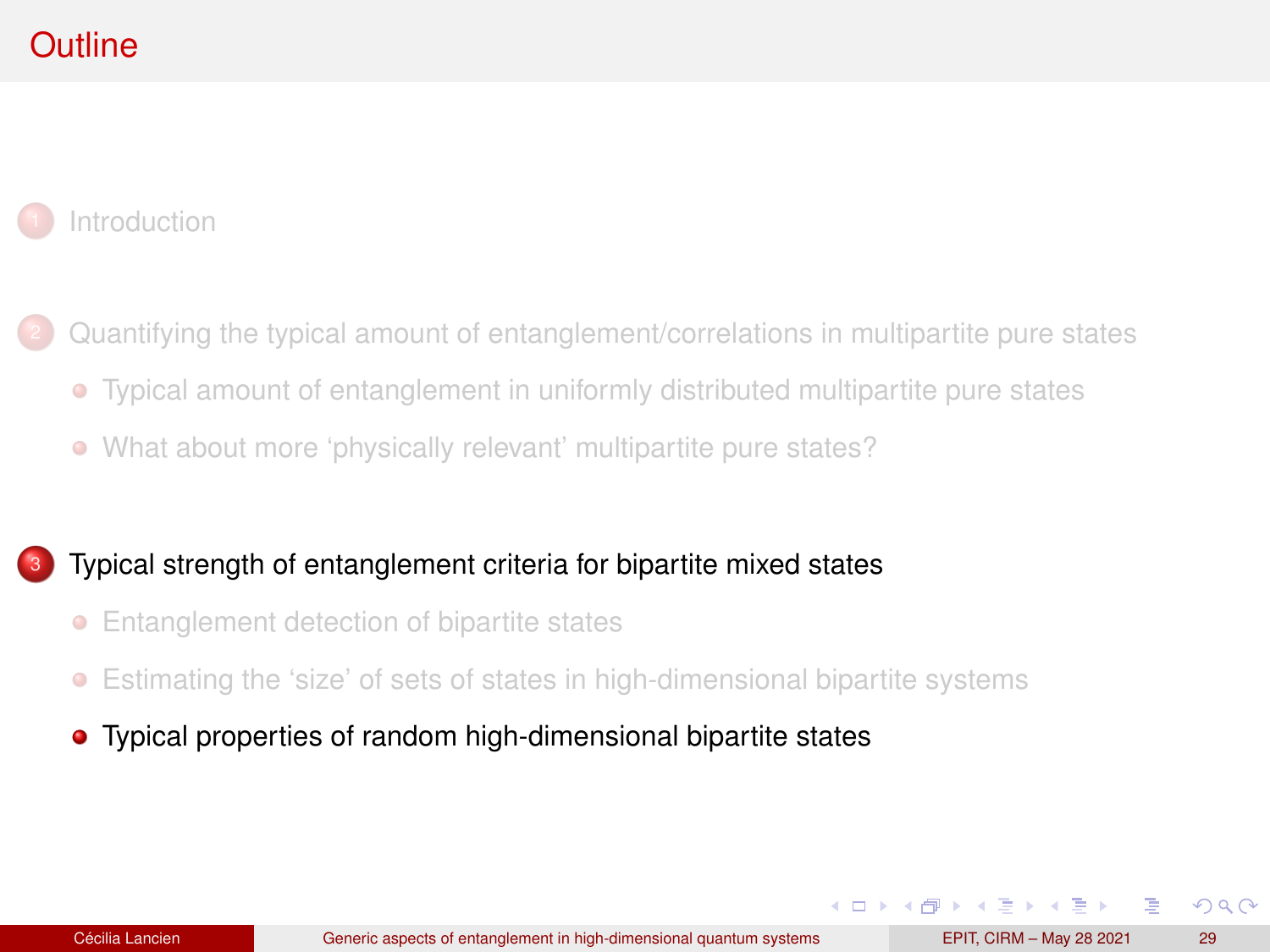# Outline

1. Introduction

2. Quantifying the typical amount of entanglement/correlations in multipartite pure states
   - Typical amount of entanglement in uniformly distributed multipartite pure states
   - What about more ‘physically relevant’ multipartite pure states?

3. Typical strength of entanglement criteria for bipartite mixed states
   - Entanglement detection of bipartite states
   - Estimating the ‘size’ of sets of states in high-dimensional bipartite systems
   - Typical properties of random high-dimensional bipartite states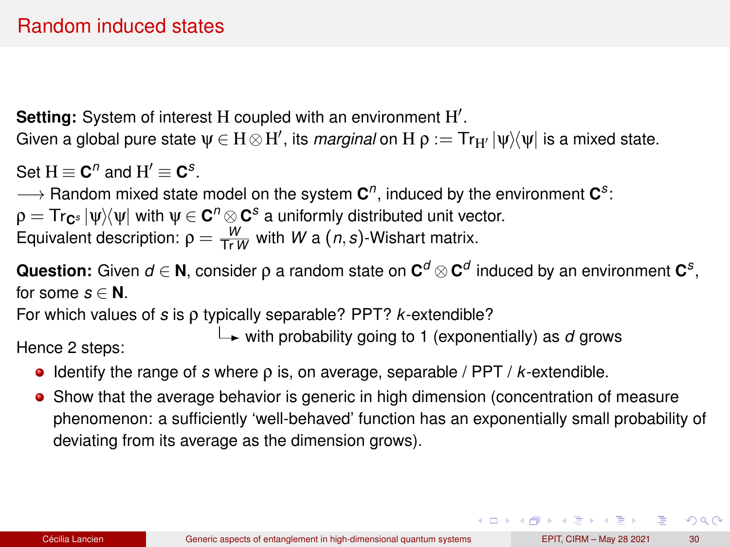# Random induced states

**Setting:** System of interest $\mathrm{H}$ coupled with an environment $\mathrm{H}'$.
Given a global pure state $\psi \in \mathrm{H} \otimes \mathrm{H}'$, its *marginal* on $\mathrm{H}$ $\rho := \mathrm{Tr}_{\mathrm{H}'} |\psi\rangle\langle\psi|$ is a mixed state.

Set $\mathrm{H} \equiv \mathbf{C}^n$ and $\mathrm{H}' \equiv \mathbf{C}^s$.
$\longrightarrow$ Random mixed state model on the system $\mathbf{C}^n$, induced by the environment $\mathbf{C}^s$:
$\rho = \mathrm{Tr}_{\mathbf{C}^s} |\psi\rangle\langle\psi|$ with $\psi \in \mathbf{C}^n \otimes \mathbf{C}^s$ a uniformly distributed unit vector.
Equivalent description: $\rho = \frac{W}{\mathrm{Tr}\, W}$ with $W$ a $(n,s)$-Wishart matrix.

**Question:** Given $d \in \mathbf{N}$, consider $\rho$ a random state on $\mathbf{C}^d \otimes \mathbf{C}^d$ induced by an environment $\mathbf{C}^s$, for some $s \in \mathbf{N}$.
For which values of $s$ is $\rho$ typically separable? PPT? $k$-extendible?
↳ with probability going to 1 (exponentially) as $d$ grows

Hence 2 steps:

- Identify the range of $s$ where $\rho$ is, on average, separable / PPT / $k$-extendible.
- Show that the average behavior is generic in high dimension (concentration of measure phenomenon: a sufficiently 'well-behaved' function has an exponentially small probability of deviating from its average as the dimension grows).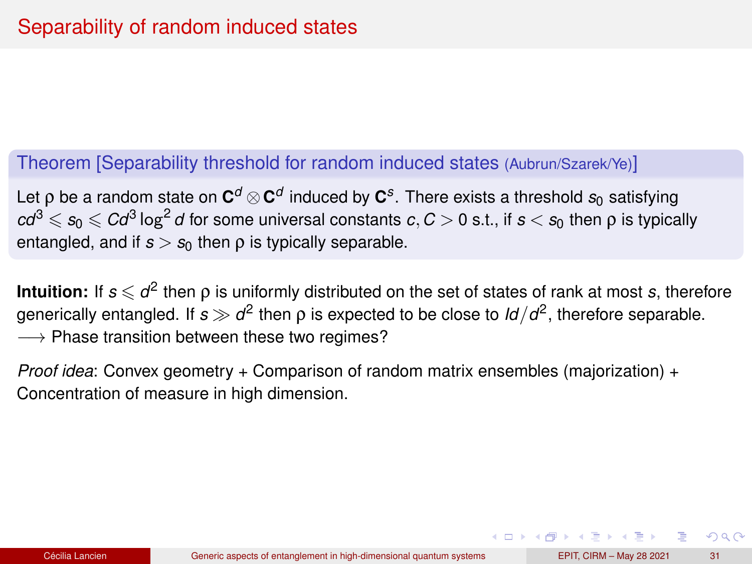# Separability of random induced states

**Theorem [Separability threshold for random induced states (Aubrun/Szarek/Ye)]**

Let $\rho$ be a random state on $\mathbf{C}^d \otimes \mathbf{C}^d$ induced by $\mathbf{C}^s$. There exists a threshold $s_0$ satisfying $cd^3 \leqslant s_0 \leqslant Cd^3 \log^2 d$ for some universal constants $c, C > 0$ s.t., if $s < s_0$ then $\rho$ is typically entangled, and if $s > s_0$ then $\rho$ is typically separable.

**Intuition:** If $s \leqslant d^2$ then $\rho$ is uniformly distributed on the set of states of rank at most $s$, therefore generically entangled. If $s \gg d^2$ then $\rho$ is expected to be close to $Id/d^2$, therefore separable.
$\longrightarrow$ Phase transition between these two regimes?

*Proof idea*: Convex geometry + Comparison of random matrix ensembles (majorization) + Concentration of measure in high dimension.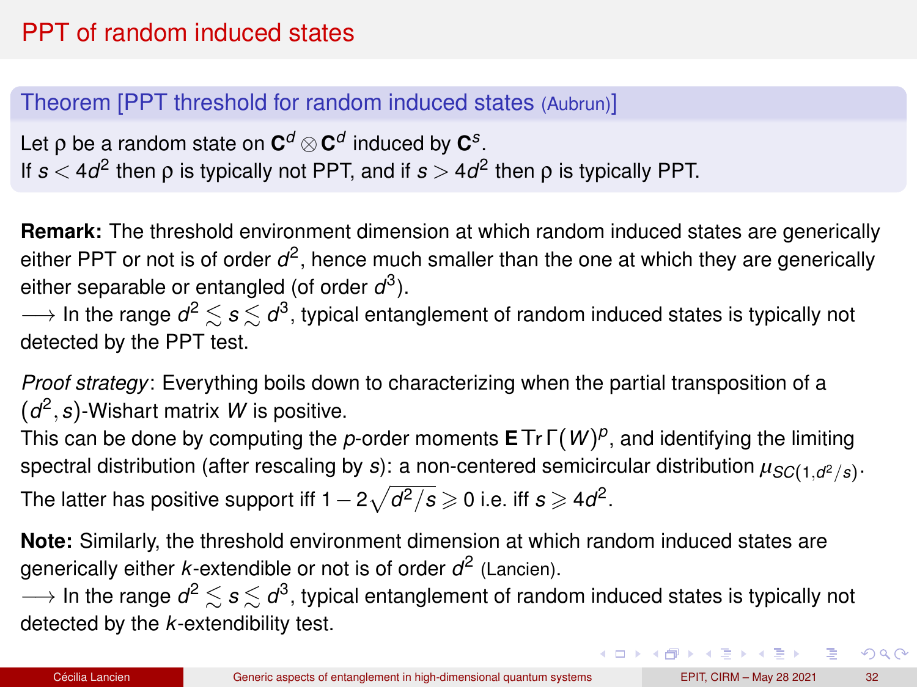# PPT of random induced states

**Theorem [PPT threshold for random induced states (Aubrun)]**

Let $\rho$ be a random state on $\mathbf{C}^d \otimes \mathbf{C}^d$ induced by $\mathbf{C}^s$.
If $s < 4d^2$ then $\rho$ is typically not PPT, and if $s > 4d^2$ then $\rho$ is typically PPT.

**Remark:** The threshold environment dimension at which random induced states are generically either PPT or not is of order $d^2$, hence much smaller than the one at which they are generically either separable or entangled (of order $d^3$).
$\longrightarrow$ In the range $d^2 \lesssim s \lesssim d^3$, typical entanglement of random induced states is typically not detected by the PPT test.

*Proof strategy*: Everything boils down to characterizing when the partial transposition of a $(d^2, s)$-Wishart matrix $W$ is positive.
This can be done by computing the $p$-order moments $\mathbf{E}\,\mathrm{Tr}\,\Gamma(W)^p$, and identifying the limiting spectral distribution (after rescaling by $s$): a non-centered semicircular distribution $\mu_{SC(1,d^2/s)}$.
The latter has positive support iff $1 - 2\sqrt{d^2/s} \geqslant 0$ i.e. iff $s \geqslant 4d^2$.

**Note:** Similarly, the threshold environment dimension at which random induced states are generically either $k$-extendible or not is of order $d^2$ (Lancien).
$\longrightarrow$ In the range $d^2 \lesssim s \lesssim d^3$, typical entanglement of random induced states is typically not detected by the $k$-extendibility test.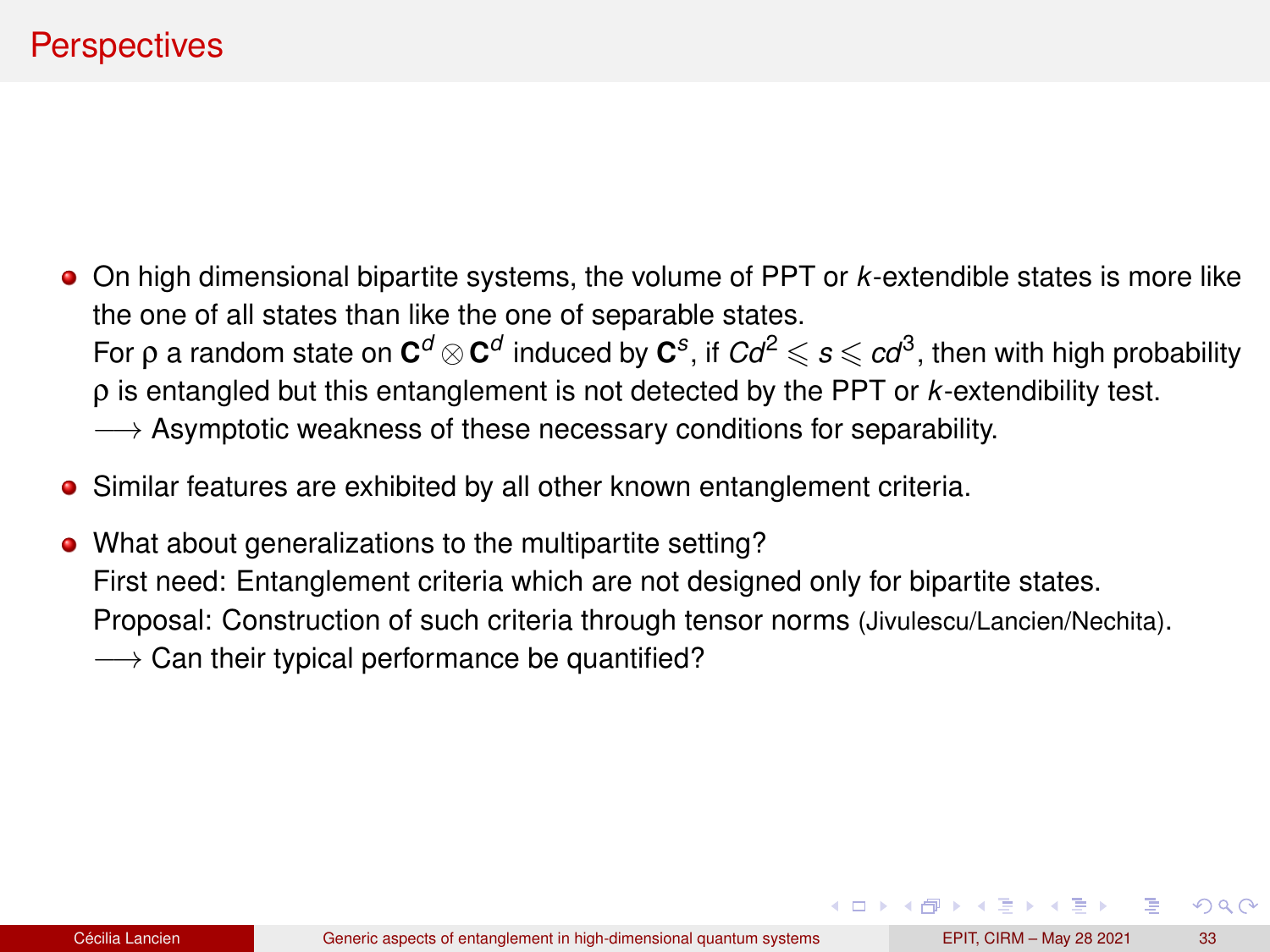# Perspectives

- On high dimensional bipartite systems, the volume of PPT or $k$-extendible states is more like the one of all states than like the one of separable states.
  For $\rho$ a random state on $\mathbf{C}^d \otimes \mathbf{C}^d$ induced by $\mathbf{C}^s$, if $Cd^2 \leqslant s \leqslant cd^3$, then with high probability $\rho$ is entangled but this entanglement is not detected by the PPT or $k$-extendibility test.
  $\longrightarrow$ Asymptotic weakness of these necessary conditions for separability.

- Similar features are exhibited by all other known entanglement criteria.

- What about generalizations to the multipartite setting?
  First need: Entanglement criteria which are not designed only for bipartite states.
  Proposal: Construction of such criteria through tensor norms (Jivulescu/Lancien/Nechita).
  $\longrightarrow$ Can their typical performance be quantified?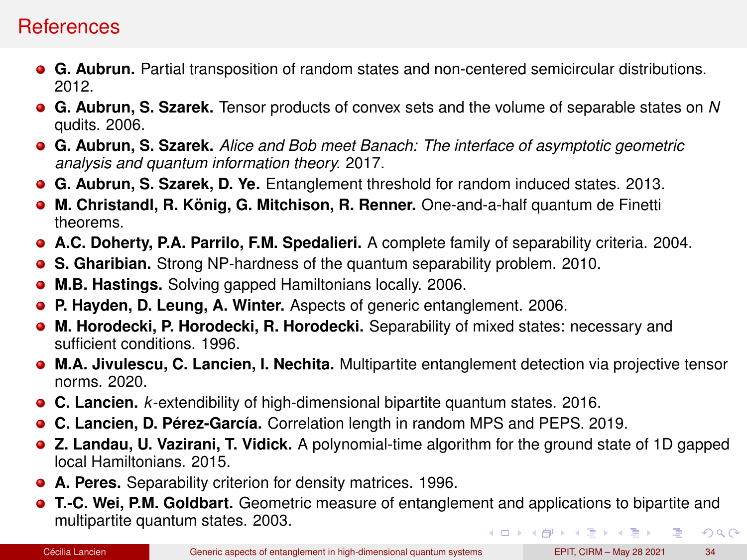# References

- **G. Aubrun.** Partial transposition of random states and non-centered semicircular distributions. 2012.
- **G. Aubrun, S. Szarek.** Tensor products of convex sets and the volume of separable states on $N$ qudits. 2006.
- **G. Aubrun, S. Szarek.** *Alice and Bob meet Banach: The interface of asymptotic geometric analysis and quantum information theory.* 2017.
- **G. Aubrun, S. Szarek, D. Ye.** Entanglement threshold for random induced states. 2013.
- **M. Christandl, R. König, G. Mitchison, R. Renner.** One-and-a-half quantum de Finetti theorems.
- **A.C. Doherty, P.A. Parrilo, F.M. Spedalieri.** A complete family of separability criteria. 2004.
- **S. Gharibian.** Strong NP-hardness of the quantum separability problem. 2010.
- **M.B. Hastings.** Solving gapped Hamiltonians locally. 2006.
- **P. Hayden, D. Leung, A. Winter.** Aspects of generic entanglement. 2006.
- **M. Horodecki, P. Horodecki, R. Horodecki.** Separability of mixed states: necessary and sufficient conditions. 1996.
- **M.A. Jivulescu, C. Lancien, I. Nechita.** Multipartite entanglement detection via projective tensor norms. 2020.
- **C. Lancien.** $k$-extendibility of high-dimensional bipartite quantum states. 2016.
- **C. Lancien, D. Pérez-García.** Correlation length in random MPS and PEPS. 2019.
- **Z. Landau, U. Vazirani, T. Vidick.** A polynomial-time algorithm for the ground state of 1D gapped local Hamiltonians. 2015.
- **A. Peres.** Separability criterion for density matrices. 1996.
- **T.-C. Wei, P.M. Goldbart.** Geometric measure of entanglement and applications to bipartite and multipartite quantum states. 2003.